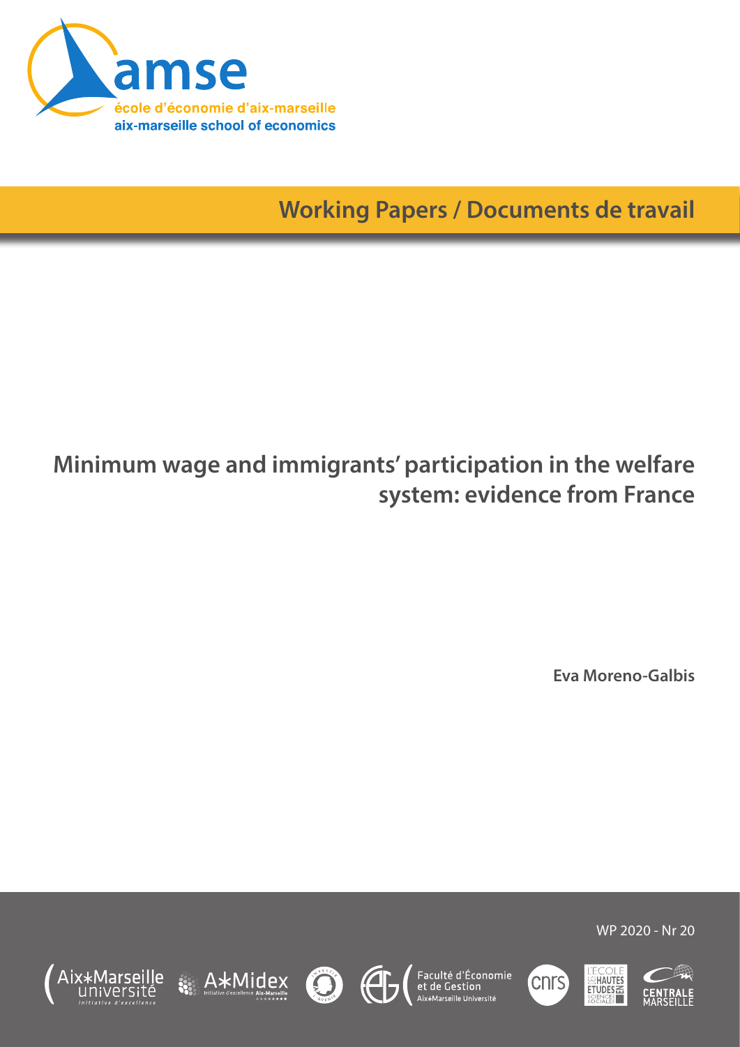amse

école d'économie d'aix-marseille

aix-marseille school of economics

Working Papers / Documents de travail

# Minimum wage and immigrants' participation in the welfare system: evidence from France

**Eva Moreno-Galbis**

WP 2020 - Nr 20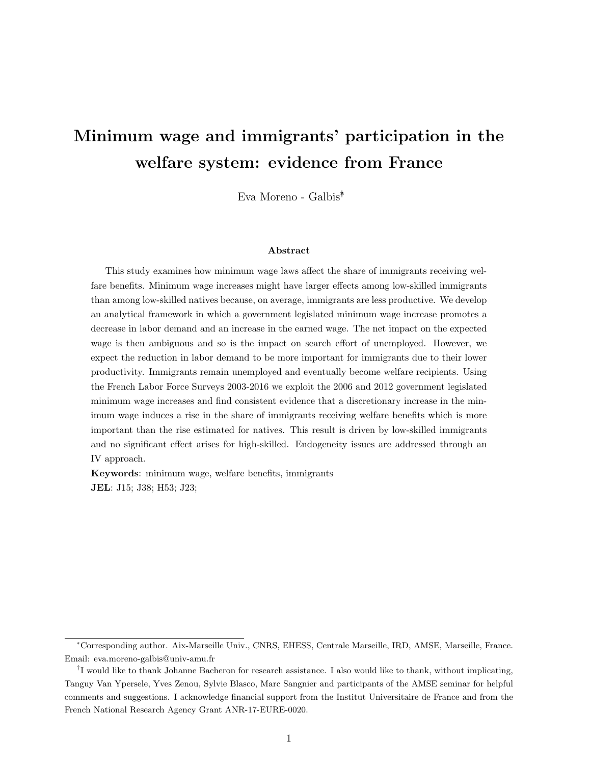# Minimum wage and immigrants' participation in the welfare system: evidence from France

Eva Moreno - Galbis[*†]

**Abstract**

This study examines how minimum wage laws affect the share of immigrants receiving welfare benefits. Minimum wage increases might have larger effects among low-skilled immigrants than among low-skilled natives because, on average, immigrants are less productive. We develop an analytical framework in which a government legislated minimum wage increase promotes a decrease in labor demand and an increase in the earned wage. The net impact on the expected wage is then ambiguous and so is the impact on search effort of unemployed. However, we expect the reduction in labor demand to be more important for immigrants due to their lower productivity. Immigrants remain unemployed and eventually become welfare recipients. Using the French Labor Force Surveys 2003-2016 we exploit the 2006 and 2012 government legislated minimum wage increases and find consistent evidence that a discretionary increase in the minimum wage induces a rise in the share of immigrants receiving welfare benefits which is more important than the rise estimated for natives. This result is driven by low-skilled immigrants and no significant effect arises for high-skilled. Endogeneity issues are addressed through an IV approach.

**Keywords**: minimum wage, welfare benefits, immigrants

**JEL**: J15; J38; H53; J23;

---

[*]Corresponding author. Aix-Marseille Univ., CNRS, EHESS, Centrale Marseille, IRD, AMSE, Marseille, France. Email: eva.moreno-galbis@univ-amu.fr

[†]I would like to thank Johanne Bacheron for research assistance. I also would like to thank, without implicating, Tanguy Van Ypersele, Yves Zenou, Sylvie Blasco, Marc Sangnier and participants of the AMSE seminar for helpful comments and suggestions. I acknowledge financial support from the Institut Universitaire de France and from the French National Research Agency Grant ANR-17-EURE-0020.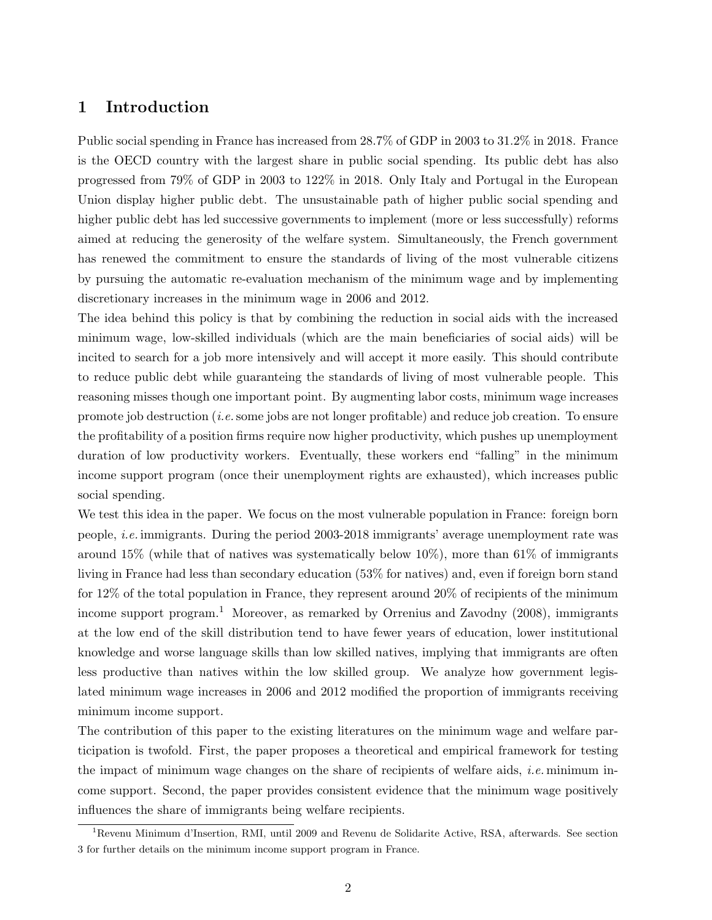# 1 Introduction

Public social spending in France has increased from 28.7% of GDP in 2003 to 31.2% in 2018. France is the OECD country with the largest share in public social spending. Its public debt has also progressed from 79% of GDP in 2003 to 122% in 2018. Only Italy and Portugal in the European Union display higher public debt. The unsustainable path of higher public social spending and higher public debt has led successive governments to implement (more or less successfully) reforms aimed at reducing the generosity of the welfare system. Simultaneously, the French government has renewed the commitment to ensure the standards of living of the most vulnerable citizens by pursuing the automatic re-evaluation mechanism of the minimum wage and by implementing discretionary increases in the minimum wage in 2006 and 2012.

The idea behind this policy is that by combining the reduction in social aids with the increased minimum wage, low-skilled individuals (which are the main beneficiaries of social aids) will be incited to search for a job more intensively and will accept it more easily. This should contribute to reduce public debt while guaranteing the standards of living of most vulnerable people. This reasoning misses though one important point. By augmenting labor costs, minimum wage increases promote job destruction (*i.e.* some jobs are not longer profitable) and reduce job creation. To ensure the profitability of a position firms require now higher productivity, which pushes up unemployment duration of low productivity workers. Eventually, these workers end "falling" in the minimum income support program (once their unemployment rights are exhausted), which increases public social spending.

We test this idea in the paper. We focus on the most vulnerable population in France: foreign born people, *i.e.* immigrants. During the period 2003-2018 immigrants' average unemployment rate was around 15% (while that of natives was systematically below 10%), more than 61% of immigrants living in France had less than secondary education (53% for natives) and, even if foreign born stand for 12% of the total population in France, they represent around 20% of recipients of the minimum income support program.[1] Moreover, as remarked by Orrenius and Zavodny (2008), immigrants at the low end of the skill distribution tend to have fewer years of education, lower institutional knowledge and worse language skills than low skilled natives, implying that immigrants are often less productive than natives within the low skilled group. We analyze how government legislated minimum wage increases in 2006 and 2012 modified the proportion of immigrants receiving minimum income support.

The contribution of this paper to the existing literatures on the minimum wage and welfare participation is twofold. First, the paper proposes a theoretical and empirical framework for testing the impact of minimum wage changes on the share of recipients of welfare aids, *i.e.* minimum income support. Second, the paper provides consistent evidence that the minimum wage positively influences the share of immigrants being welfare recipients.

[1] Revenu Minimum d'Insertion, RMI, until 2009 and Revenu de Solidarite Active, RSA, afterwards. See section 3 for further details on the minimum income support program in France.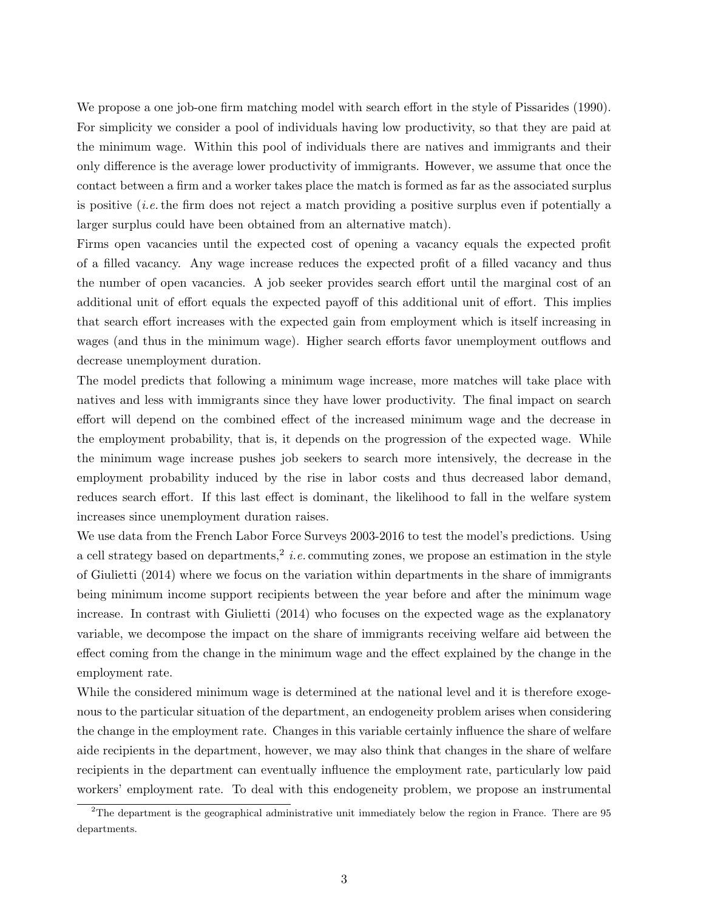We propose a one job-one firm matching model with search effort in the style of Pissarides (1990). For simplicity we consider a pool of individuals having low productivity, so that they are paid at the minimum wage. Within this pool of individuals there are natives and immigrants and their only difference is the average lower productivity of immigrants. However, we assume that once the contact between a firm and a worker takes place the match is formed as far as the associated surplus is positive (*i.e.* the firm does not reject a match providing a positive surplus even if potentially a larger surplus could have been obtained from an alternative match).

Firms open vacancies until the expected cost of opening a vacancy equals the expected profit of a filled vacancy. Any wage increase reduces the expected profit of a filled vacancy and thus the number of open vacancies. A job seeker provides search effort until the marginal cost of an additional unit of effort equals the expected payoff of this additional unit of effort. This implies that search effort increases with the expected gain from employment which is itself increasing in wages (and thus in the minimum wage). Higher search efforts favor unemployment outflows and decrease unemployment duration.

The model predicts that following a minimum wage increase, more matches will take place with natives and less with immigrants since they have lower productivity. The final impact on search effort will depend on the combined effect of the increased minimum wage and the decrease in the employment probability, that is, it depends on the progression of the expected wage. While the minimum wage increase pushes job seekers to search more intensively, the decrease in the employment probability induced by the rise in labor costs and thus decreased labor demand, reduces search effort. If this last effect is dominant, the likelihood to fall in the welfare system increases since unemployment duration raises.

We use data from the French Labor Force Surveys 2003-2016 to test the model's predictions. Using a cell strategy based on departments,[2] *i.e.* commuting zones, we propose an estimation in the style of Giulietti (2014) where we focus on the variation within departments in the share of immigrants being minimum income support recipients between the year before and after the minimum wage increase. In contrast with Giulietti (2014) who focuses on the expected wage as the explanatory variable, we decompose the impact on the share of immigrants receiving welfare aid between the effect coming from the change in the minimum wage and the effect explained by the change in the employment rate.

While the considered minimum wage is determined at the national level and it is therefore exogenous to the particular situation of the department, an endogeneity problem arises when considering the change in the employment rate. Changes in this variable certainly influence the share of welfare aide recipients in the department, however, we may also think that changes in the share of welfare recipients in the department can eventually influence the employment rate, particularly low paid workers' employment rate. To deal with this endogeneity problem, we propose an instrumental

[2] The department is the geographical administrative unit immediately below the region in France. There are 95 departments.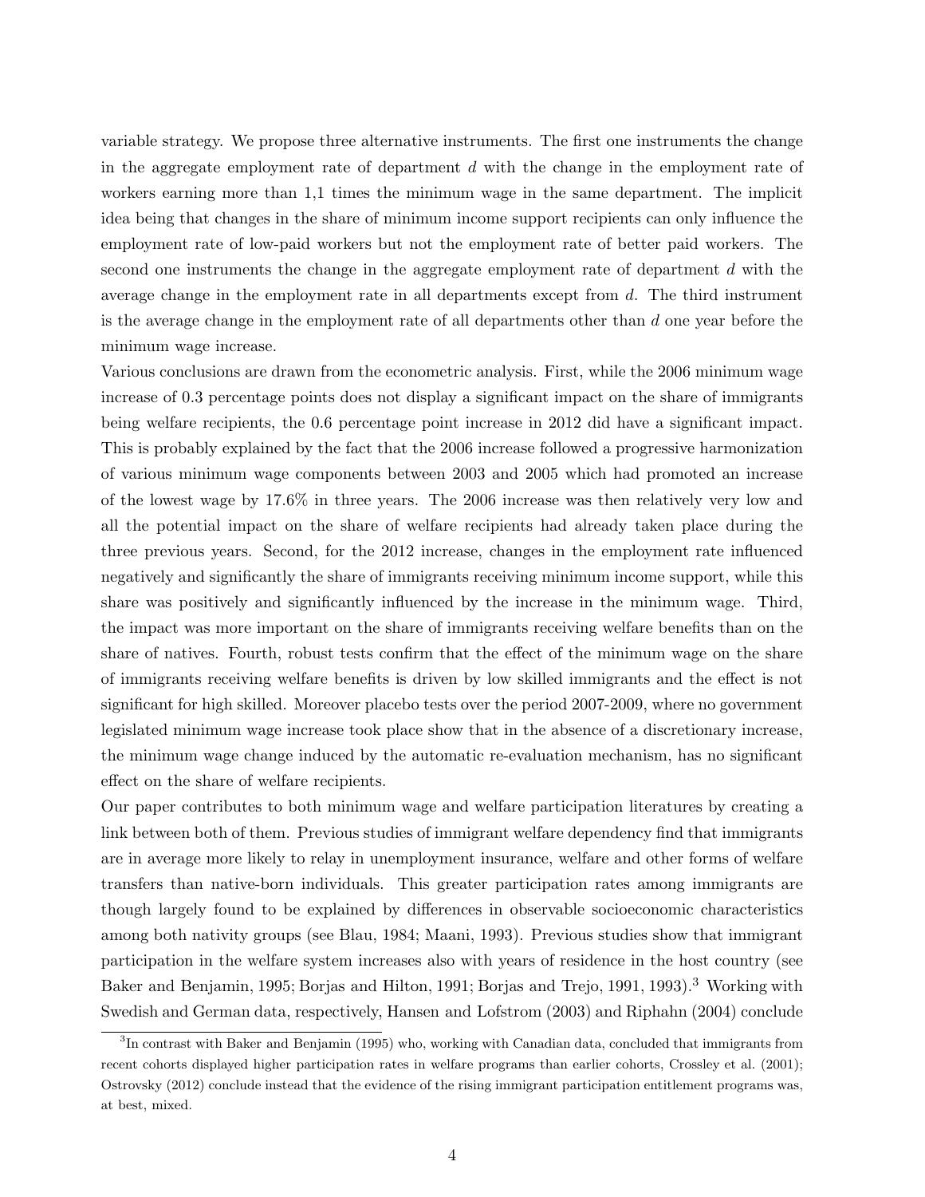variable strategy. We propose three alternative instruments. The first one instruments the change in the aggregate employment rate of department $d$ with the change in the employment rate of workers earning more than 1,1 times the minimum wage in the same department. The implicit idea being that changes in the share of minimum income support recipients can only influence the employment rate of low-paid workers but not the employment rate of better paid workers. The second one instruments the change in the aggregate employment rate of department $d$ with the average change in the employment rate in all departments except from $d$. The third instrument is the average change in the employment rate of all departments other than $d$ one year before the minimum wage increase.

Various conclusions are drawn from the econometric analysis. First, while the 2006 minimum wage increase of 0.3 percentage points does not display a significant impact on the share of immigrants being welfare recipients, the 0.6 percentage point increase in 2012 did have a significant impact. This is probably explained by the fact that the 2006 increase followed a progressive harmonization of various minimum wage components between 2003 and 2005 which had promoted an increase of the lowest wage by 17.6% in three years. The 2006 increase was then relatively very low and all the potential impact on the share of welfare recipients had already taken place during the three previous years. Second, for the 2012 increase, changes in the employment rate influenced negatively and significantly the share of immigrants receiving minimum income support, while this share was positively and significantly influenced by the increase in the minimum wage. Third, the impact was more important on the share of immigrants receiving welfare benefits than on the share of natives. Fourth, robust tests confirm that the effect of the minimum wage on the share of immigrants receiving welfare benefits is driven by low skilled immigrants and the effect is not significant for high skilled. Moreover placebo tests over the period 2007-2009, where no government legislated minimum wage increase took place show that in the absence of a discretionary increase, the minimum wage change induced by the automatic re-evaluation mechanism, has no significant effect on the share of welfare recipients.

Our paper contributes to both minimum wage and welfare participation literatures by creating a link between both of them. Previous studies of immigrant welfare dependency find that immigrants are in average more likely to relay in unemployment insurance, welfare and other forms of welfare transfers than native-born individuals. This greater participation rates among immigrants are though largely found to be explained by differences in observable socioeconomic characteristics among both nativity groups (see Blau, 1984; Maani, 1993). Previous studies show that immigrant participation in the welfare system increases also with years of residence in the host country (see Baker and Benjamin, 1995; Borjas and Hilton, 1991; Borjas and Trejo, 1991, 1993).[3] Working with Swedish and German data, respectively, Hansen and Lofstrom (2003) and Riphahn (2004) conclude

[3] In contrast with Baker and Benjamin (1995) who, working with Canadian data, concluded that immigrants from recent cohorts displayed higher participation rates in welfare programs than earlier cohorts, Crossley et al. (2001); Ostrovsky (2012) conclude instead that the evidence of the rising immigrant participation entitlement programs was, at best, mixed.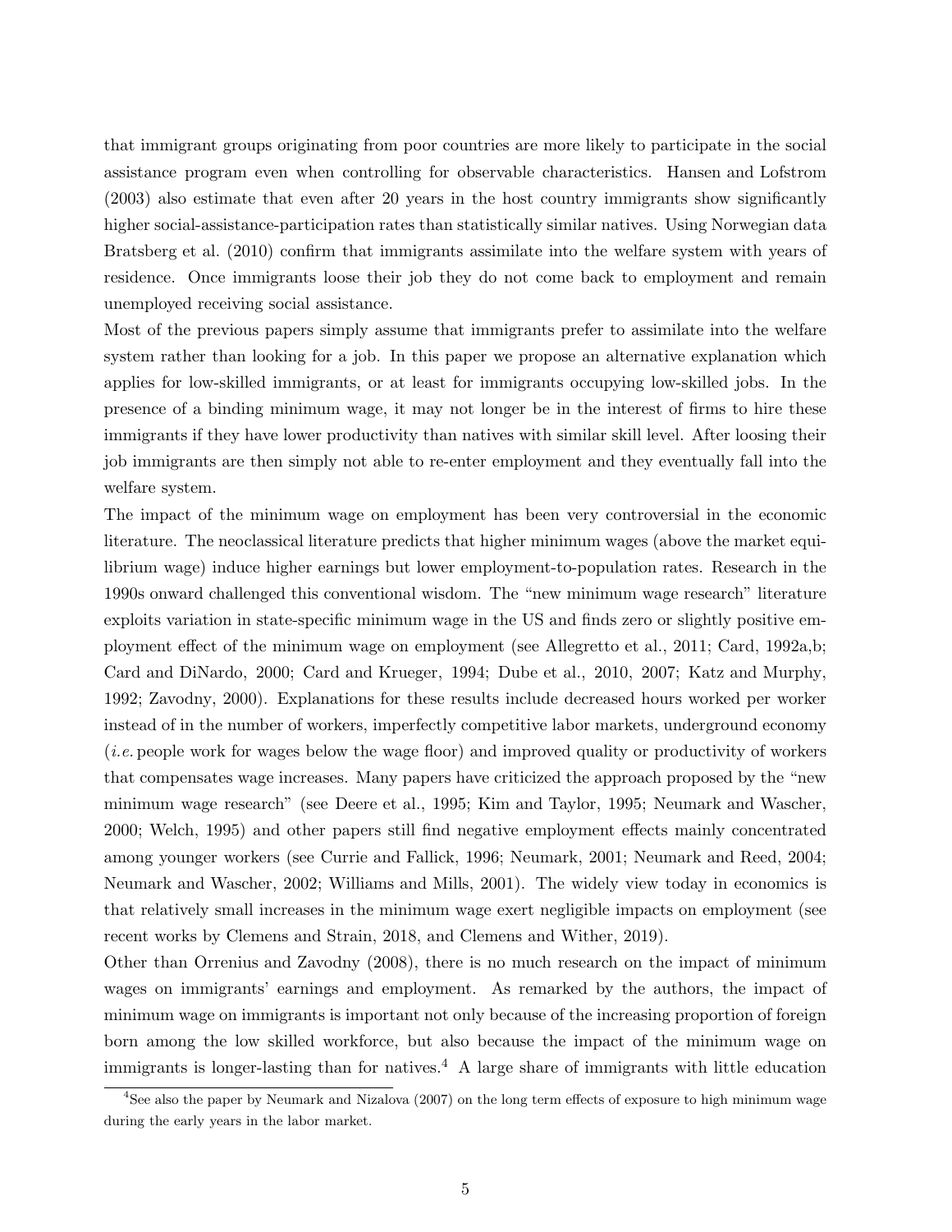that immigrant groups originating from poor countries are more likely to participate in the social assistance program even when controlling for observable characteristics. Hansen and Lofstrom (2003) also estimate that even after 20 years in the host country immigrants show significantly higher social-assistance-participation rates than statistically similar natives. Using Norwegian data Bratsberg et al. (2010) confirm that immigrants assimilate into the welfare system with years of residence. Once immigrants loose their job they do not come back to employment and remain unemployed receiving social assistance.

Most of the previous papers simply assume that immigrants prefer to assimilate into the welfare system rather than looking for a job. In this paper we propose an alternative explanation which applies for low-skilled immigrants, or at least for immigrants occupying low-skilled jobs. In the presence of a binding minimum wage, it may not longer be in the interest of firms to hire these immigrants if they have lower productivity than natives with similar skill level. After loosing their job immigrants are then simply not able to re-enter employment and they eventually fall into the welfare system.

The impact of the minimum wage on employment has been very controversial in the economic literature. The neoclassical literature predicts that higher minimum wages (above the market equilibrium wage) induce higher earnings but lower employment-to-population rates. Research in the 1990s onward challenged this conventional wisdom. The "new minimum wage research" literature exploits variation in state-specific minimum wage in the US and finds zero or slightly positive employment effect of the minimum wage on employment (see Allegretto et al., 2011; Card, 1992a,b; Card and DiNardo, 2000; Card and Krueger, 1994; Dube et al., 2010, 2007; Katz and Murphy, 1992; Zavodny, 2000). Explanations for these results include decreased hours worked per worker instead of in the number of workers, imperfectly competitive labor markets, underground economy (*i.e.* people work for wages below the wage floor) and improved quality or productivity of workers that compensates wage increases. Many papers have criticized the approach proposed by the "new minimum wage research" (see Deere et al., 1995; Kim and Taylor, 1995; Neumark and Wascher, 2000; Welch, 1995) and other papers still find negative employment effects mainly concentrated among younger workers (see Currie and Fallick, 1996; Neumark, 2001; Neumark and Reed, 2004; Neumark and Wascher, 2002; Williams and Mills, 2001). The widely view today in economics is that relatively small increases in the minimum wage exert negligible impacts on employment (see recent works by Clemens and Strain, 2018, and Clemens and Wither, 2019).

Other than Orrenius and Zavodny (2008), there is no much research on the impact of minimum wages on immigrants' earnings and employment. As remarked by the authors, the impact of minimum wage on immigrants is important not only because of the increasing proportion of foreign born among the low skilled workforce, but also because the impact of the minimum wage on immigrants is longer-lasting than for natives.[4] A large share of immigrants with little education

[4] See also the paper by Neumark and Nizalova (2007) on the long term effects of exposure to high minimum wage during the early years in the labor market.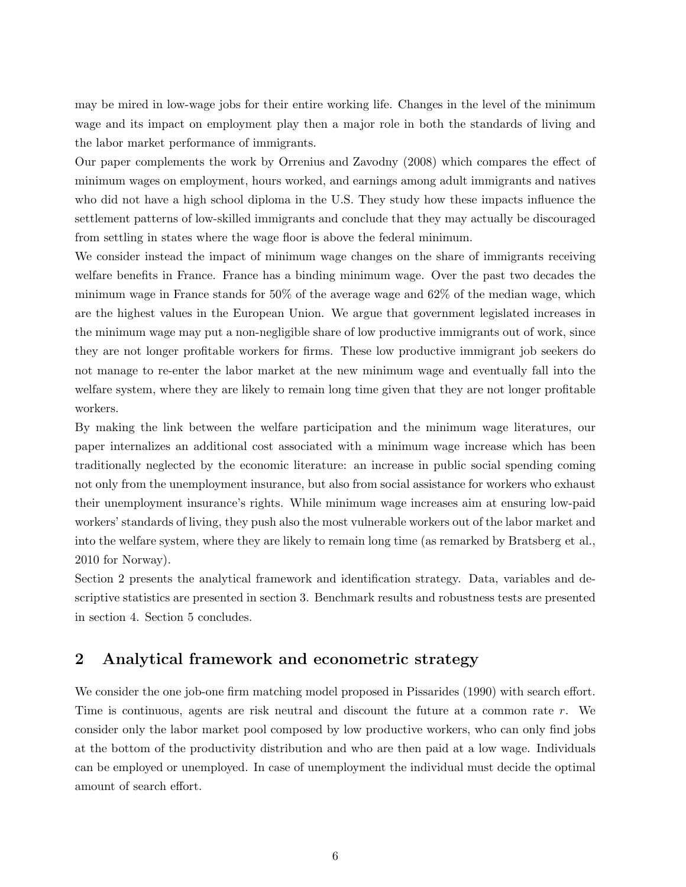may be mired in low-wage jobs for their entire working life. Changes in the level of the minimum wage and its impact on employment play then a major role in both the standards of living and the labor market performance of immigrants.

Our paper complements the work by Orrenius and Zavodny (2008) which compares the effect of minimum wages on employment, hours worked, and earnings among adult immigrants and natives who did not have a high school diploma in the U.S. They study how these impacts influence the settlement patterns of low-skilled immigrants and conclude that they may actually be discouraged from settling in states where the wage floor is above the federal minimum.

We consider instead the impact of minimum wage changes on the share of immigrants receiving welfare benefits in France. France has a binding minimum wage. Over the past two decades the minimum wage in France stands for 50% of the average wage and 62% of the median wage, which are the highest values in the European Union. We argue that government legislated increases in the minimum wage may put a non-negligible share of low productive immigrants out of work, since they are not longer profitable workers for firms. These low productive immigrant job seekers do not manage to re-enter the labor market at the new minimum wage and eventually fall into the welfare system, where they are likely to remain long time given that they are not longer profitable workers.

By making the link between the welfare participation and the minimum wage literatures, our paper internalizes an additional cost associated with a minimum wage increase which has been traditionally neglected by the economic literature: an increase in public social spending coming not only from the unemployment insurance, but also from social assistance for workers who exhaust their unemployment insurance's rights. While minimum wage increases aim at ensuring low-paid workers' standards of living, they push also the most vulnerable workers out of the labor market and into the welfare system, where they are likely to remain long time (as remarked by Bratsberg et al., 2010 for Norway).

Section 2 presents the analytical framework and identification strategy. Data, variables and descriptive statistics are presented in section 3. Benchmark results and robustness tests are presented in section 4. Section 5 concludes.

## 2 Analytical framework and econometric strategy

We consider the one job-one firm matching model proposed in Pissarides (1990) with search effort. Time is continuous, agents are risk neutral and discount the future at a common rate $r$. We consider only the labor market pool composed by low productive workers, who can only find jobs at the bottom of the productivity distribution and who are then paid at a low wage. Individuals can be employed or unemployed. In case of unemployment the individual must decide the optimal amount of search effort.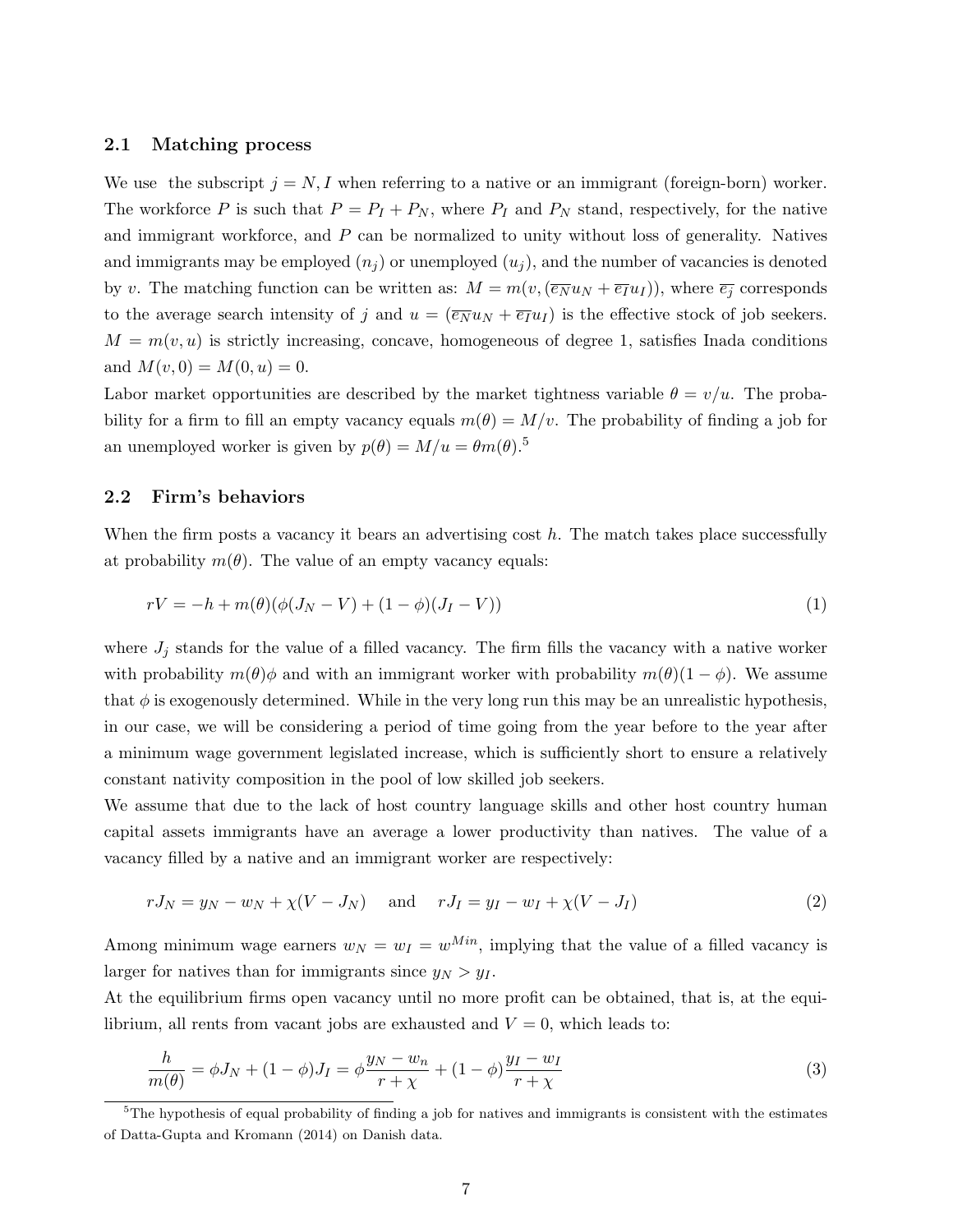### 2.1 Matching process

We use the subscript $j = N, I$ when referring to a native or an immigrant (foreign-born) worker. The workforce $P$ is such that $P = P_I + P_N$, where $P_I$ and $P_N$ stand, respectively, for the native and immigrant workforce, and $P$ can be normalized to unity without loss of generality. Natives and immigrants may be employed ($n_j$) or unemployed ($u_j$), and the number of vacancies is denoted by $v$. The matching function can be written as: $M = m(v, (\overline{e_N} u_N + \overline{e_I} u_I))$, where $\overline{e_j}$ corresponds to the average search intensity of $j$ and $u = (\overline{e_N} u_N + \overline{e_I} u_I)$ is the effective stock of job seekers. $M = m(v, u)$ is strictly increasing, concave, homogeneous of degree 1, satisfies Inada conditions and $M(v, 0) = M(0, u) = 0$.
Labor market opportunities are described by the market tightness variable $\theta = v/u$. The probability for a firm to fill an empty vacancy equals $m(\theta) = M/v$. The probability of finding a job for an unemployed worker is given by $p(\theta) = M/u = \theta m(\theta)$.[5]

### 2.2 Firm's behaviors

When the firm posts a vacancy it bears an advertising cost $h$. The match takes place successfully at probability $m(\theta)$. The value of an empty vacancy equals:

$$rV = -h + m(\theta)(\phi(J_N - V) + (1 - \phi)(J_I - V)) \tag{1}$$

where $J_j$ stands for the value of a filled vacancy. The firm fills the vacancy with a native worker with probability $m(\theta)\phi$ and with an immigrant worker with probability $m(\theta)(1 - \phi)$. We assume that $\phi$ is exogenously determined. While in the very long run this may be an unrealistic hypothesis, in our case, we will be considering a period of time going from the year before to the year after a minimum wage government legislated increase, which is sufficiently short to ensure a relatively constant nativity composition in the pool of low skilled job seekers.
We assume that due to the lack of host country language skills and other host country human capital assets immigrants have an average a lower productivity than natives. The value of a vacancy filled by a native and an immigrant worker are respectively:

$$rJ_N = y_N - w_N + \chi(V - J_N) \quad \text{and} \quad rJ_I = y_I - w_I + \chi(V - J_I) \tag{2}$$

Among minimum wage earners $w_N = w_I = w^{Min}$, implying that the value of a filled vacancy is larger for natives than for immigrants since $y_N > y_I$.
At the equilibrium firms open vacancy until no more profit can be obtained, that is, at the equilibrium, all rents from vacant jobs are exhausted and $V = 0$, which leads to:

$$\frac{h}{m(\theta)} = \phi J_N + (1 - \phi) J_I = \phi \frac{y_N - w_n}{r + \chi} + (1 - \phi) \frac{y_I - w_I}{r + \chi} \tag{3}$$

[5] The hypothesis of equal probability of finding a job for natives and immigrants is consistent with the estimates of Datta-Gupta and Kromann (2014) on Danish data.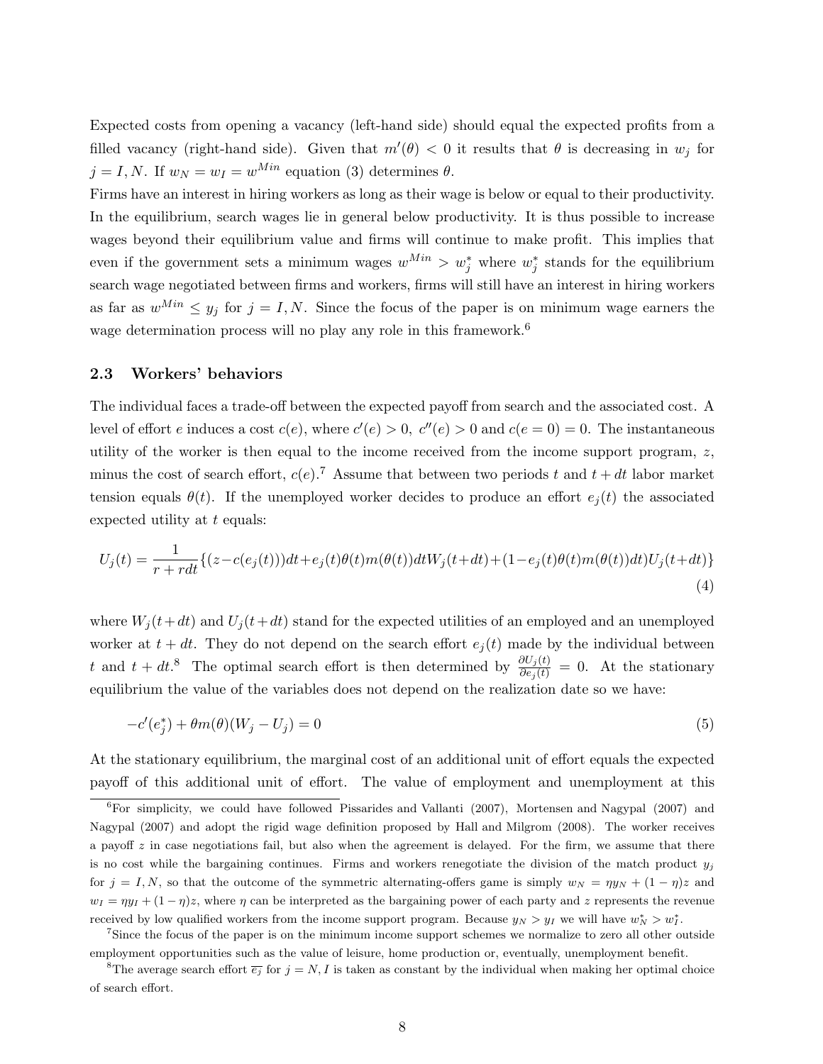Expected costs from opening a vacancy (left-hand side) should equal the expected profits from a filled vacancy (right-hand side). Given that $m'(\theta) < 0$ it results that $\theta$ is decreasing in $w_j$ for $j = I, N$. If $w_N = w_I = w^{Min}$ equation (3) determines $\theta$.

Firms have an interest in hiring workers as long as their wage is below or equal to their productivity. In the equilibrium, search wages lie in general below productivity. It is thus possible to increase wages beyond their equilibrium value and firms will continue to make profit. This implies that even if the government sets a minimum wages $w^{Min} > w_j^*$ where $w_j^*$ stands for the equilibrium search wage negotiated between firms and workers, firms will still have an interest in hiring workers as far as $w^{Min} \leq y_j$ for $j = I, N$. Since the focus of the paper is on minimum wage earners the wage determination process will no play any role in this framework.[6]

### 2.3 Workers' behaviors

The individual faces a trade-off between the expected payoff from search and the associated cost. A level of effort $e$ induces a cost $c(e)$, where $c'(e) > 0$, $c''(e) > 0$ and $c(e = 0) = 0$. The instantaneous utility of the worker is then equal to the income received from the income support program, $z$, minus the cost of search effort, $c(e)$.[7] Assume that between two periods $t$ and $t + dt$ labor market tension equals $\theta(t)$. If the unemployed worker decides to produce an effort $e_j(t)$ the associated expected utility at $t$ equals:

$$U_j(t) = \frac{1}{r + rdt}\{(z - c(e_j(t)))dt + e_j(t)\theta(t)m(\theta(t))dtW_j(t+dt) + (1 - e_j(t)\theta(t)m(\theta(t))dt)U_j(t+dt)\} \tag{4}$$

where $W_j(t+dt)$ and $U_j(t+dt)$ stand for the expected utilities of an employed and an unemployed worker at $t + dt$. They do not depend on the search effort $e_j(t)$ made by the individual between $t$ and $t + dt$.[8] The optimal search effort is then determined by $\frac{\partial U_j(t)}{\partial e_j(t)} = 0$. At the stationary equilibrium the value of the variables does not depend on the realization date so we have:

$$-c'(e_j^*) + \theta m(\theta)(W_j - U_j) = 0 \tag{5}$$

At the stationary equilibrium, the marginal cost of an additional unit of effort equals the expected payoff of this additional unit of effort. The value of employment and unemployment at this

---

[6] For simplicity, we could have followed Pissarides and Vallanti (2007), Mortensen and Nagypal (2007) and Nagypal (2007) and adopt the rigid wage definition proposed by Hall and Milgrom (2008). The worker receives a payoff $z$ in case negotiations fail, but also when the agreement is delayed. For the firm, we assume that there is no cost while the bargaining continues. Firms and workers renegotiate the division of the match product $y_j$ for $j = I, N$, so that the outcome of the symmetric alternating-offers game is simply $w_N = \eta y_N + (1 - \eta)z$ and $w_I = \eta y_I + (1 - \eta)z$, where $\eta$ can be interpreted as the bargaining power of each party and $z$ represents the revenue received by low qualified workers from the income support program. Because $y_N > y_I$ we will have $w_N^* > w_I^*$.

[7] Since the focus of the paper is on the minimum income support schemes we normalize to zero all other outside employment opportunities such as the value of leisure, home production or, eventually, unemployment benefit.

[8] The average search effort $\overline{e_j}$ for $j = N, I$ is taken as constant by the individual when making her optimal choice of search effort.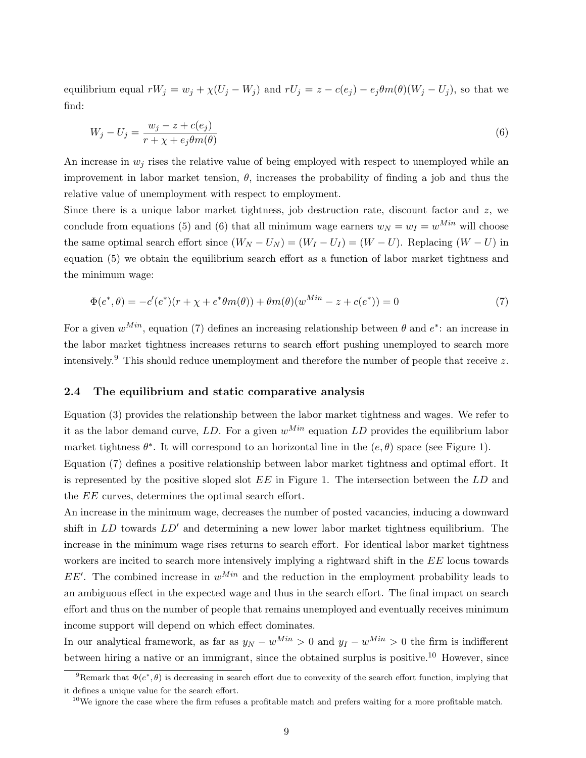equilibrium equal $rW_j = w_j + \chi(U_j - W_j)$ and $rU_j = z - c(e_j) - e_j\theta m(\theta)(W_j - U_j)$, so that we find:

$$W_j - U_j = \frac{w_j - z + c(e_j)}{r + \chi + e_j\theta m(\theta)} \tag{6}$$

An increase in $w_j$ rises the relative value of being employed with respect to unemployed while an improvement in labor market tension, $\theta$, increases the probability of finding a job and thus the relative value of unemployment with respect to employment.

Since there is a unique labor market tightness, job destruction rate, discount factor and $z$, we conclude from equations (5) and (6) that all minimum wage earners $w_N = w_I = w^{Min}$ will choose the same optimal search effort since $(W_N - U_N) = (W_I - U_I) = (W - U)$. Replacing $(W - U)$ in equation (5) we obtain the equilibrium search effort as a function of labor market tightness and the minimum wage:

$$\Phi(e^*, \theta) = -c'(e^*)(r + \chi + e^*\theta m(\theta)) + \theta m(\theta)(w^{Min} - z + c(e^*)) = 0 \tag{7}$$

For a given $w^{Min}$, equation (7) defines an increasing relationship between $\theta$ and $e^*$: an increase in the labor market tightness increases returns to search effort pushing unemployed to search more intensively.[9] This should reduce unemployment and therefore the number of people that receive $z$.

### 2.4 The equilibrium and static comparative analysis

Equation (3) provides the relationship between the labor market tightness and wages. We refer to it as the labor demand curve, $LD$. For a given $w^{Min}$ equation $LD$ provides the equilibrium labor market tightness $\theta^*$. It will correspond to an horizontal line in the $(e, \theta)$ space (see Figure 1).

Equation (7) defines a positive relationship between labor market tightness and optimal effort. It is represented by the positive sloped slot $EE$ in Figure 1. The intersection between the $LD$ and the $EE$ curves, determines the optimal search effort.

An increase in the minimum wage, decreases the number of posted vacancies, inducing a downward shift in $LD$ towards $LD'$ and determining a new lower labor market tightness equilibrium. The increase in the minimum wage rises returns to search effort. For identical labor market tightness workers are incited to search more intensively implying a rightward shift in the $EE$ locus towards $EE'$. The combined increase in $w^{Min}$ and the reduction in the employment probability leads to an ambiguous effect in the expected wage and thus in the search effort. The final impact on search effort and thus on the number of people that remains unemployed and eventually receives minimum income support will depend on which effect dominates.

In our analytical framework, as far as $y_N - w^{Min} > 0$ and $y_I - w^{Min} > 0$ the firm is indifferent between hiring a native or an immigrant, since the obtained surplus is positive.[10] However, since

[9] Remark that $\Phi(e^*, \theta)$ is decreasing in search effort due to convexity of the search effort function, implying that it defines a unique value for the search effort.

[10] We ignore the case where the firm refuses a profitable match and prefers waiting for a more profitable match.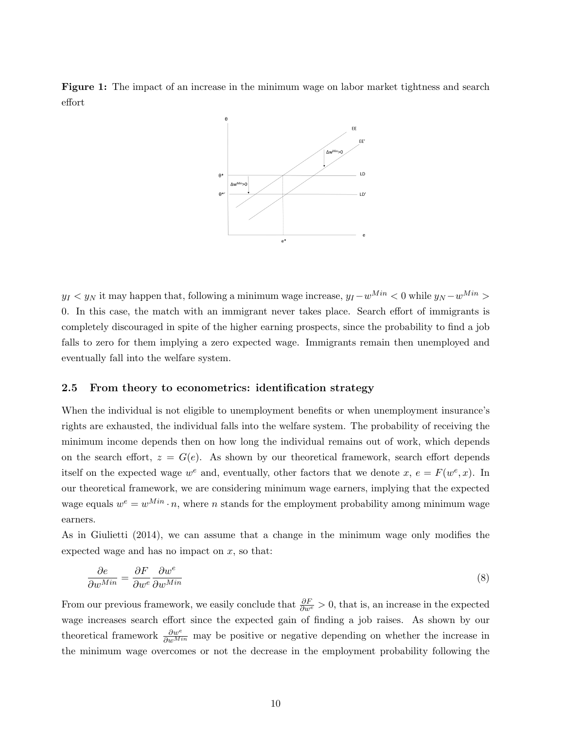**Figure 1:** The impact of an increase in the minimum wage on labor market tightness and search effort

$y_I < y_N$ it may happen that, following a minimum wage increase, $y_I - w^{Min} < 0$ while $y_N - w^{Min} > 0$. In this case, the match with an immigrant never takes place. Search effort of immigrants is completely discouraged in spite of the higher earning prospects, since the probability to find a job falls to zero for them implying a zero expected wage. Immigrants remain then unemployed and eventually fall into the welfare system.

### 2.5 From theory to econometrics: identification strategy

When the individual is not eligible to unemployment benefits or when unemployment insurance's rights are exhausted, the individual falls into the welfare system. The probability of receiving the minimum income depends then on how long the individual remains out of work, which depends on the search effort, $z = G(e)$. As shown by our theoretical framework, search effort depends itself on the expected wage $w^e$ and, eventually, other factors that we denote $x$, $e = F(w^e, x)$. In our theoretical framework, we are considering minimum wage earners, implying that the expected wage equals $w^e = w^{Min} \cdot n$, where $n$ stands for the employment probability among minimum wage earners.

As in Giulietti (2014), we can assume that a change in the minimum wage only modifies the expected wage and has no impact on $x$, so that:

$$\frac{\partial e}{\partial w^{Min}} = \frac{\partial F}{\partial w^e} \frac{\partial w^e}{\partial w^{Min}} \tag{8}$$

From our previous framework, we easily conclude that $\frac{\partial F}{\partial w^e} > 0$, that is, an increase in the expected wage increases search effort since the expected gain of finding a job raises. As shown by our theoretical framework $\frac{\partial w^e}{\partial w^{Min}}$ may be positive or negative depending on whether the increase in the minimum wage overcomes or not the decrease in the employment probability following the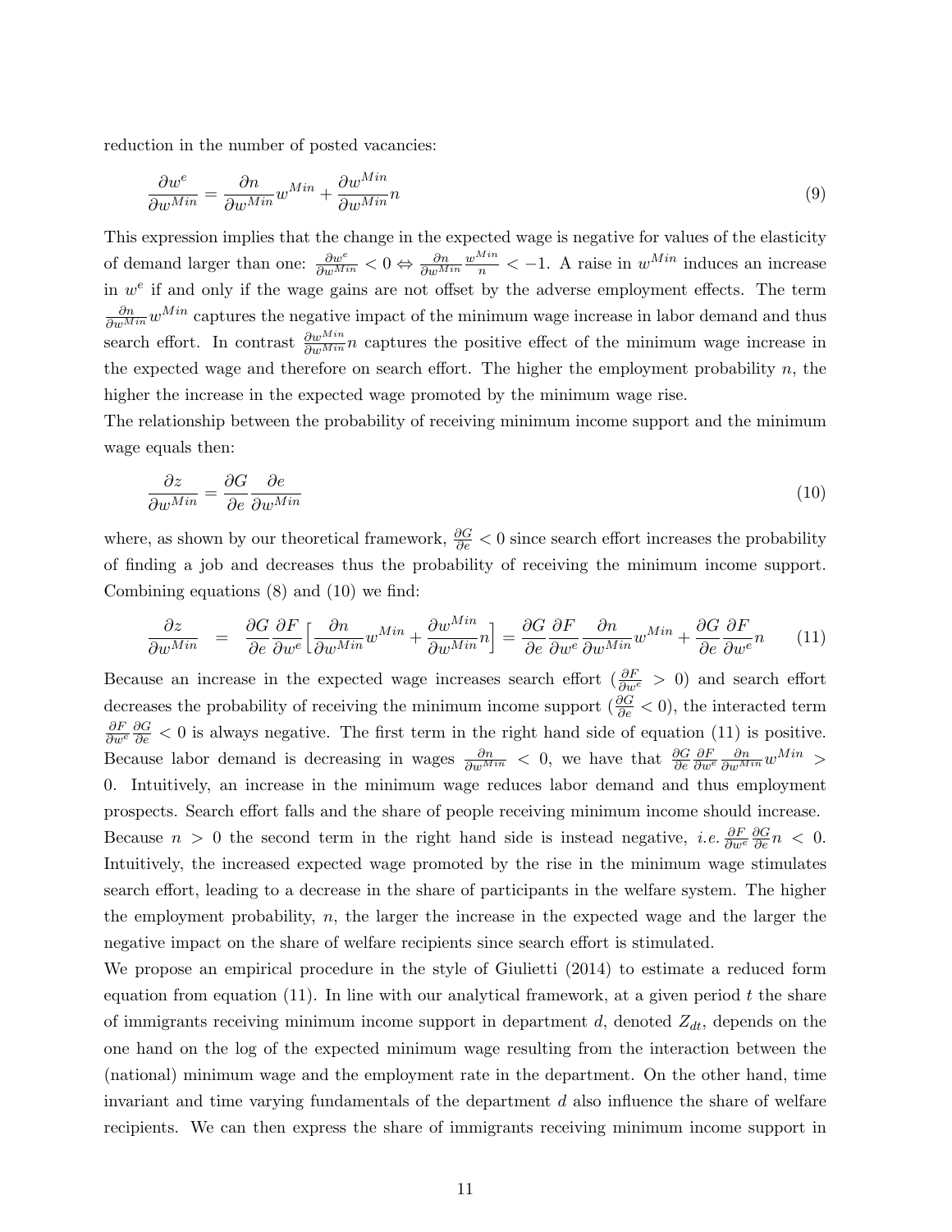reduction in the number of posted vacancies:

$$\frac{\partial w^e}{\partial w^{Min}} = \frac{\partial n}{\partial w^{Min}} w^{Min} + \frac{\partial w^{Min}}{\partial w^{Min}} n \tag{9}$$

This expression implies that the change in the expected wage is negative for values of the elasticity of demand larger than one: $\frac{\partial w^e}{\partial w^{Min}} < 0 \Leftrightarrow \frac{\partial n}{\partial w^{Min}} \frac{w^{Min}}{n} < -1$. A raise in $w^{Min}$ induces an increase in $w^e$ if and only if the wage gains are not offset by the adverse employment effects. The term $\frac{\partial n}{\partial w^{Min}} w^{Min}$ captures the negative impact of the minimum wage increase in labor demand and thus search effort. In contrast $\frac{\partial w^{Min}}{\partial w^{Min}} n$ captures the positive effect of the minimum wage increase in the expected wage and therefore on search effort. The higher the employment probability $n$, the higher the increase in the expected wage promoted by the minimum wage rise.

The relationship between the probability of receiving minimum income support and the minimum wage equals then:

$$\frac{\partial z}{\partial w^{Min}} = \frac{\partial G}{\partial e} \frac{\partial e}{\partial w^{Min}} \tag{10}$$

where, as shown by our theoretical framework, $\frac{\partial G}{\partial e} < 0$ since search effort increases the probability of finding a job and decreases thus the probability of receiving the minimum income support. Combining equations (8) and (10) we find:

$$\frac{\partial z}{\partial w^{Min}} = \frac{\partial G}{\partial e} \frac{\partial F}{\partial w^e} \Big[ \frac{\partial n}{\partial w^{Min}} w^{Min} + \frac{\partial w^{Min}}{\partial w^{Min}} n \Big] = \frac{\partial G}{\partial e} \frac{\partial F}{\partial w^e} \frac{\partial n}{\partial w^{Min}} w^{Min} + \frac{\partial G}{\partial e} \frac{\partial F}{\partial w^e} n \tag{11}$$

Because an increase in the expected wage increases search effort ($\frac{\partial F}{\partial w^e} > 0$) and search effort decreases the probability of receiving the minimum income support ($\frac{\partial G}{\partial e} < 0$), the interacted term $\frac{\partial F}{\partial w^e} \frac{\partial G}{\partial e} < 0$ is always negative. The first term in the right hand side of equation (11) is positive. Because labor demand is decreasing in wages $\frac{\partial n}{\partial w^{Min}} < 0$, we have that $\frac{\partial G}{\partial e} \frac{\partial F}{\partial w^e} \frac{\partial n}{\partial w^{Min}} w^{Min} > 0$. Intuitively, an increase in the minimum wage reduces labor demand and thus employment prospects. Search effort falls and the share of people receiving minimum income should increase. Because $n > 0$ the second term in the right hand side is instead negative, *i.e.* $\frac{\partial F}{\partial w^e} \frac{\partial G}{\partial e} n < 0$. Intuitively, the increased expected wage promoted by the rise in the minimum wage stimulates search effort, leading to a decrease in the share of participants in the welfare system. The higher the employment probability, $n$, the larger the increase in the expected wage and the larger the negative impact on the share of welfare recipients since search effort is stimulated.

We propose an empirical procedure in the style of Giulietti (2014) to estimate a reduced form equation from equation (11). In line with our analytical framework, at a given period $t$ the share of immigrants receiving minimum income support in department $d$, denoted $Z_{dt}$, depends on the one hand on the log of the expected minimum wage resulting from the interaction between the (national) minimum wage and the employment rate in the department. On the other hand, time invariant and time varying fundamentals of the department $d$ also influence the share of welfare recipients. We can then express the share of immigrants receiving minimum income support in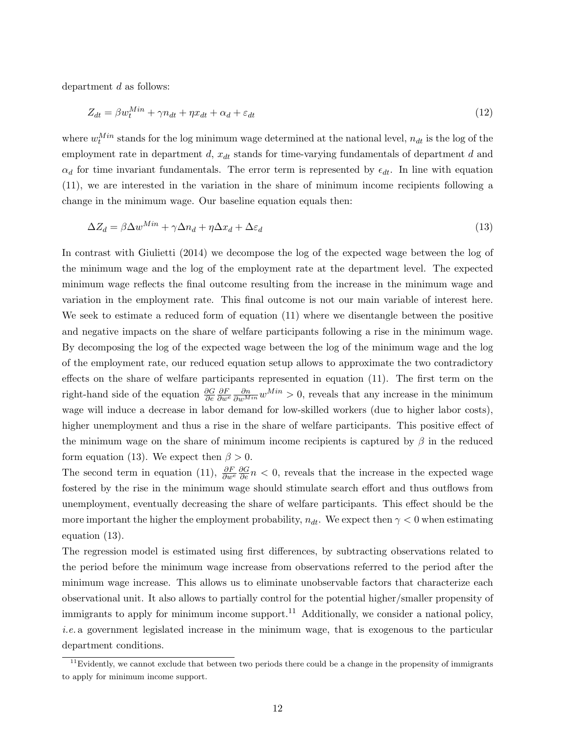department $d$ as follows:

$$Z_{dt} = \beta w_t^{Min} + \gamma n_{dt} + \eta x_{dt} + \alpha_d + \varepsilon_{dt} \tag{12}$$

where $w_t^{Min}$ stands for the log minimum wage determined at the national level, $n_{dt}$ is the log of the employment rate in department $d$, $x_{dt}$ stands for time-varying fundamentals of department $d$ and $\alpha_d$ for time invariant fundamentals. The error term is represented by $\epsilon_{dt}$. In line with equation (11), we are interested in the variation in the share of minimum income recipients following a change in the minimum wage. Our baseline equation equals then:

$$\Delta Z_d = \beta \Delta w^{Min} + \gamma \Delta n_d + \eta \Delta x_d + \Delta \varepsilon_d \tag{13}$$

In contrast with Giulietti (2014) we decompose the log of the expected wage between the log of the minimum wage and the log of the employment rate at the department level. The expected minimum wage reflects the final outcome resulting from the increase in the minimum wage and variation in the employment rate. This final outcome is not our main variable of interest here. We seek to estimate a reduced form of equation (11) where we disentangle between the positive and negative impacts on the share of welfare participants following a rise in the minimum wage. By decomposing the log of the expected wage between the log of the minimum wage and the log of the employment rate, our reduced equation setup allows to approximate the two contradictory effects on the share of welfare participants represented in equation (11). The first term on the right-hand side of the equation $\frac{\partial G}{\partial e} \frac{\partial F}{\partial w^e} \frac{\partial n}{\partial w^{Min}} w^{Min} > 0$, reveals that any increase in the minimum wage will induce a decrease in labor demand for low-skilled workers (due to higher labor costs), higher unemployment and thus a rise in the share of welfare participants. This positive effect of the minimum wage on the share of minimum income recipients is captured by $\beta$ in the reduced form equation (13). We expect then $\beta > 0$.

The second term in equation (11), $\frac{\partial F}{\partial w^e} \frac{\partial G}{\partial e} n < 0$, reveals that the increase in the expected wage fostered by the rise in the minimum wage should stimulate search effort and thus outflows from unemployment, eventually decreasing the share of welfare participants. This effect should be the more important the higher the employment probability, $n_{dt}$. We expect then $\gamma < 0$ when estimating equation (13).

The regression model is estimated using first differences, by subtracting observations related to the period before the minimum wage increase from observations referred to the period after the minimum wage increase. This allows us to eliminate unobservable factors that characterize each observational unit. It also allows to partially control for the potential higher/smaller propensity of immigrants to apply for minimum income support.[11] Additionally, we consider a national policy, *i.e.* a government legislated increase in the minimum wage, that is exogenous to the particular department conditions.

[11] Evidently, we cannot exclude that between two periods there could be a change in the propensity of immigrants to apply for minimum income support.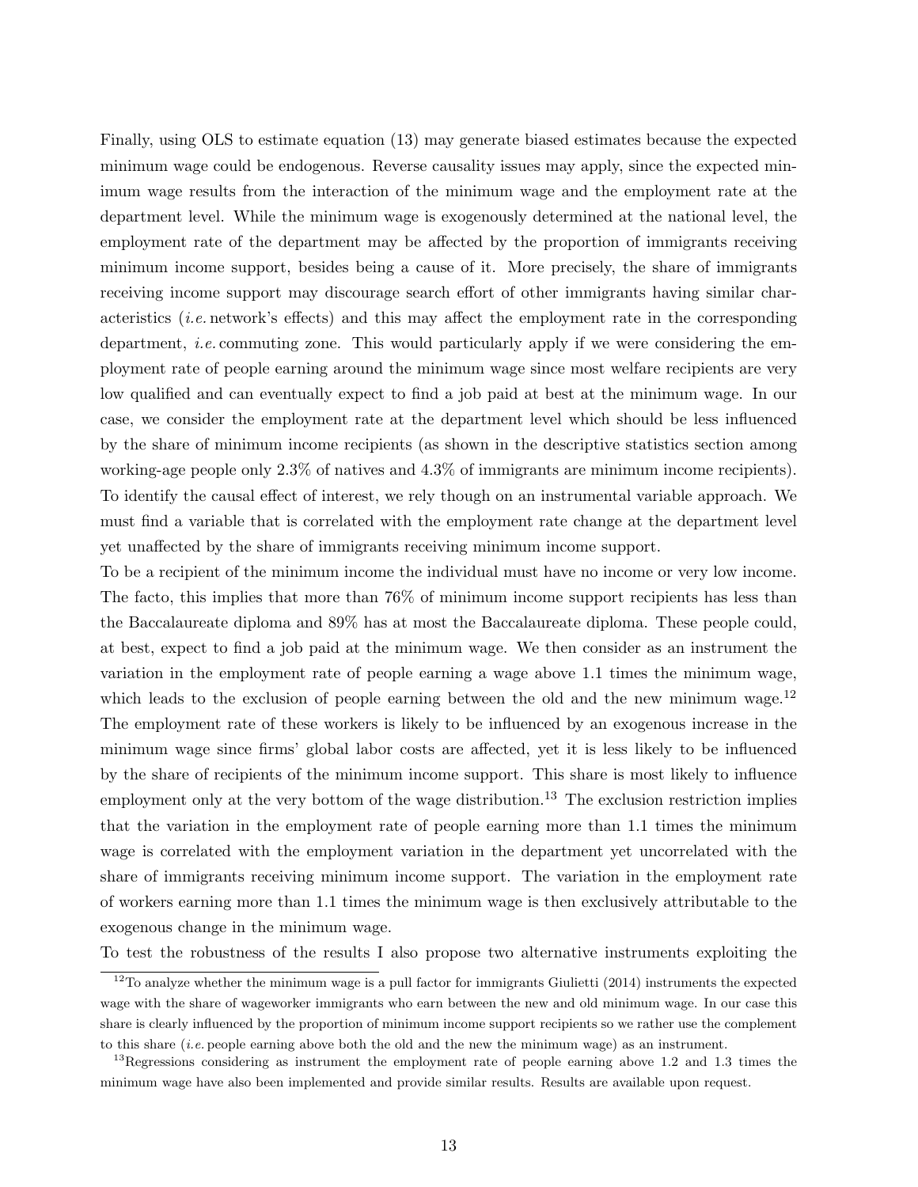Finally, using OLS to estimate equation (13) may generate biased estimates because the expected minimum wage could be endogenous. Reverse causality issues may apply, since the expected minimum wage results from the interaction of the minimum wage and the employment rate at the department level. While the minimum wage is exogenously determined at the national level, the employment rate of the department may be affected by the proportion of immigrants receiving minimum income support, besides being a cause of it. More precisely, the share of immigrants receiving income support may discourage search effort of other immigrants having similar characteristics (*i.e.* network's effects) and this may affect the employment rate in the corresponding department, *i.e.* commuting zone. This would particularly apply if we were considering the employment rate of people earning around the minimum wage since most welfare recipients are very low qualified and can eventually expect to find a job paid at best at the minimum wage. In our case, we consider the employment rate at the department level which should be less influenced by the share of minimum income recipients (as shown in the descriptive statistics section among working-age people only 2.3% of natives and 4.3% of immigrants are minimum income recipients). To identify the causal effect of interest, we rely though on an instrumental variable approach. We must find a variable that is correlated with the employment rate change at the department level yet unaffected by the share of immigrants receiving minimum income support.

To be a recipient of the minimum income the individual must have no income or very low income. The facto, this implies that more than 76% of minimum income support recipients has less than the Baccalaureate diploma and 89% has at most the Baccalaureate diploma. These people could, at best, expect to find a job paid at the minimum wage. We then consider as an instrument the variation in the employment rate of people earning a wage above 1.1 times the minimum wage, which leads to the exclusion of people earning between the old and the new minimum wage.[12] The employment rate of these workers is likely to be influenced by an exogenous increase in the minimum wage since firms' global labor costs are affected, yet it is less likely to be influenced by the share of recipients of the minimum income support. This share is most likely to influence employment only at the very bottom of the wage distribution.[13] The exclusion restriction implies that the variation in the employment rate of people earning more than 1.1 times the minimum wage is correlated with the employment variation in the department yet uncorrelated with the share of immigrants receiving minimum income support. The variation in the employment rate of workers earning more than 1.1 times the minimum wage is then exclusively attributable to the exogenous change in the minimum wage.

To test the robustness of the results I also propose two alternative instruments exploiting the

[12] To analyze whether the minimum wage is a pull factor for immigrants Giulietti (2014) instruments the expected wage with the share of wageworker immigrants who earn between the new and old minimum wage. In our case this share is clearly influenced by the proportion of minimum income support recipients so we rather use the complement to this share (*i.e.* people earning above both the old and the new the minimum wage) as an instrument.

[13] Regressions considering as instrument the employment rate of people earning above 1.2 and 1.3 times the minimum wage have also been implemented and provide similar results. Results are available upon request.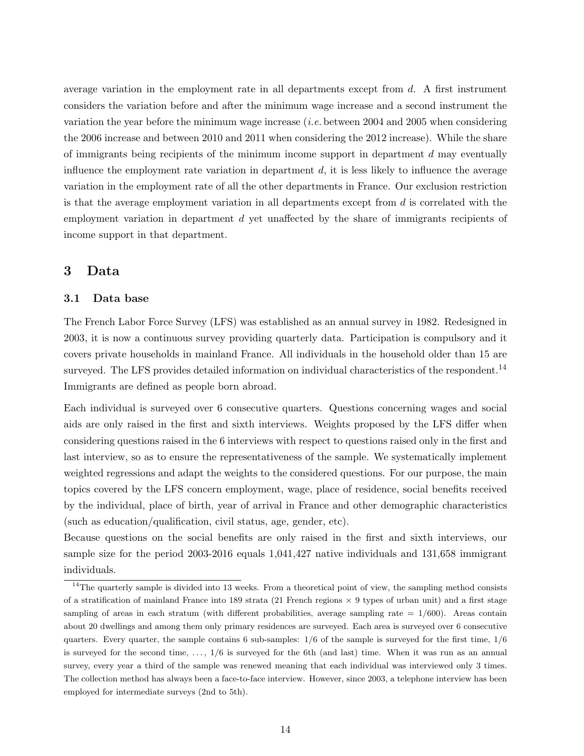average variation in the employment rate in all departments except from $d$. A first instrument considers the variation before and after the minimum wage increase and a second instrument the variation the year before the minimum wage increase (*i.e.* between 2004 and 2005 when considering the 2006 increase and between 2010 and 2011 when considering the 2012 increase). While the share of immigrants being recipients of the minimum income support in department $d$ may eventually influence the employment rate variation in department $d$, it is less likely to influence the average variation in the employment rate of all the other departments in France. Our exclusion restriction is that the average employment variation in all departments except from $d$ is correlated with the employment variation in department $d$ yet unaffected by the share of immigrants recipients of income support in that department.

# 3 Data

## 3.1 Data base

The French Labor Force Survey (LFS) was established as an annual survey in 1982. Redesigned in 2003, it is now a continuous survey providing quarterly data. Participation is compulsory and it covers private households in mainland France. All individuals in the household older than 15 are surveyed. The LFS provides detailed information on individual characteristics of the respondent.[14] Immigrants are defined as people born abroad.

Each individual is surveyed over 6 consecutive quarters. Questions concerning wages and social aids are only raised in the first and sixth interviews. Weights proposed by the LFS differ when considering questions raised in the 6 interviews with respect to questions raised only in the first and last interview, so as to ensure the representativeness of the sample. We systematically implement weighted regressions and adapt the weights to the considered questions. For our purpose, the main topics covered by the LFS concern employment, wage, place of residence, social benefits received by the individual, place of birth, year of arrival in France and other demographic characteristics (such as education/qualification, civil status, age, gender, etc).

Because questions on the social benefits are only raised in the first and sixth interviews, our sample size for the period 2003-2016 equals 1,041,427 native individuals and 131,658 immigrant individuals.

[14] The quarterly sample is divided into 13 weeks. From a theoretical point of view, the sampling method consists of a stratification of mainland France into 189 strata (21 French regions $\times$ 9 types of urban unit) and a first stage sampling of areas in each stratum (with different probabilities, average sampling rate = 1/600). Areas contain about 20 dwellings and among them only primary residences are surveyed. Each area is surveyed over 6 consecutive quarters. Every quarter, the sample contains 6 sub-samples: 1/6 of the sample is surveyed for the first time, 1/6 is surveyed for the second time, ..., 1/6 is surveyed for the 6th (and last) time. When it was run as an annual survey, every year a third of the sample was renewed meaning that each individual was interviewed only 3 times. The collection method has always been a face-to-face interview. However, since 2003, a telephone interview has been employed for intermediate surveys (2nd to 5th).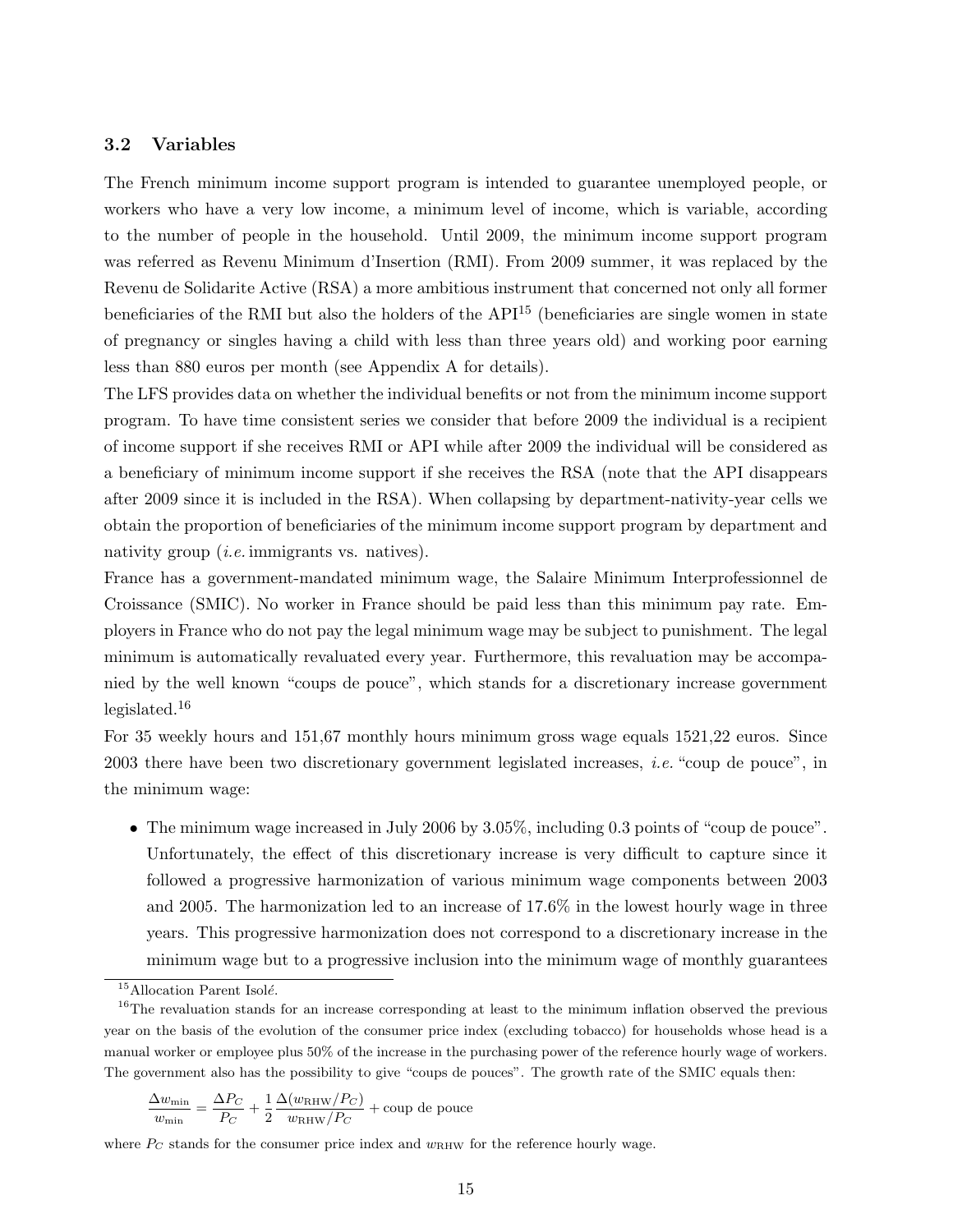### 3.2 Variables

The French minimum income support program is intended to guarantee unemployed people, or workers who have a very low income, a minimum level of income, which is variable, according to the number of people in the household. Until 2009, the minimum income support program was referred as Revenu Minimum d'Insertion (RMI). From 2009 summer, it was replaced by the Revenu de Solidarite Active (RSA) a more ambitious instrument that concerned not only all former beneficiaries of the RMI but also the holders of the API[15] (beneficiaries are single women in state of pregnancy or singles having a child with less than three years old) and working poor earning less than 880 euros per month (see Appendix A for details).

The LFS provides data on whether the individual benefits or not from the minimum income support program. To have time consistent series we consider that before 2009 the individual is a recipient of income support if she receives RMI or API while after 2009 the individual will be considered as a beneficiary of minimum income support if she receives the RSA (note that the API disappears after 2009 since it is included in the RSA). When collapsing by department-nativity-year cells we obtain the proportion of beneficiaries of the minimum income support program by department and nativity group (*i.e.* immigrants vs. natives).

France has a government-mandated minimum wage, the Salaire Minimum Interprofessionnel de Croissance (SMIC). No worker in France should be paid less than this minimum pay rate. Employers in France who do not pay the legal minimum wage may be subject to punishment. The legal minimum is automatically revaluated every year. Furthermore, this revaluation may be accompanied by the well known "coups de pouce", which stands for a discretionary increase government legislated.[16]

For 35 weekly hours and 151,67 monthly hours minimum gross wage equals 1521,22 euros. Since 2003 there have been two discretionary government legislated increases, *i.e.* "coup de pouce", in the minimum wage:

- The minimum wage increased in July 2006 by 3.05%, including 0.3 points of "coup de pouce". Unfortunately, the effect of this discretionary increase is very difficult to capture since it followed a progressive harmonization of various minimum wage components between 2003 and 2005. The harmonization led to an increase of 17.6% in the lowest hourly wage in three years. This progressive harmonization does not correspond to a discretionary increase in the minimum wage but to a progressive inclusion into the minimum wage of monthly guarantees

[15] Allocation Parent Isolé.

[16] The revaluation stands for an increase corresponding at least to the minimum inflation observed the previous year on the basis of the evolution of the consumer price index (excluding tobacco) for households whose head is a manual worker or employee plus 50% of the increase in the purchasing power of the reference hourly wage of workers. The government also has the possibility to give "coups de pouces". The growth rate of the SMIC equals then:

$$\frac{\Delta w_{\min}}{w_{\min}} = \frac{\Delta P_C}{P_C} + \frac{1}{2}\frac{\Delta(w_{\text{RHW}}/P_C)}{w_{\text{RHW}}/P_C} + \text{coup de pouce}$$

where $P_C$ stands for the consumer price index and $w_{\text{RHW}}$ for the reference hourly wage.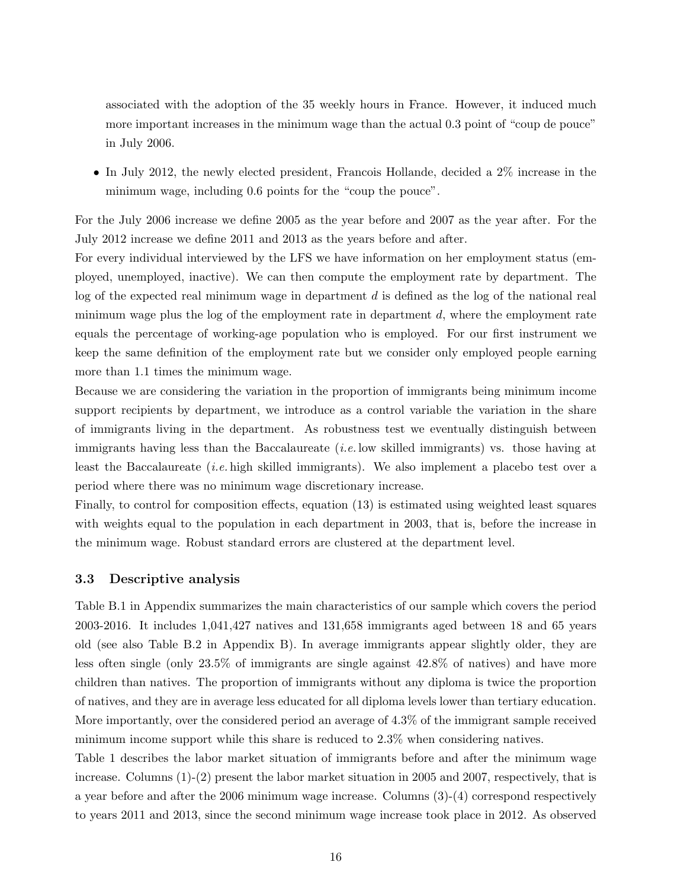associated with the adoption of the 35 weekly hours in France. However, it induced much more important increases in the minimum wage than the actual 0.3 point of "coup de pouce" in July 2006.

- In July 2012, the newly elected president, Francois Hollande, decided a 2% increase in the minimum wage, including 0.6 points for the "coup the pouce".

For the July 2006 increase we define 2005 as the year before and 2007 as the year after. For the July 2012 increase we define 2011 and 2013 as the years before and after.

For every individual interviewed by the LFS we have information on her employment status (employed, unemployed, inactive). We can then compute the employment rate by department. The log of the expected real minimum wage in department $d$ is defined as the log of the national real minimum wage plus the log of the employment rate in department $d$, where the employment rate equals the percentage of working-age population who is employed. For our first instrument we keep the same definition of the employment rate but we consider only employed people earning more than 1.1 times the minimum wage.

Because we are considering the variation in the proportion of immigrants being minimum income support recipients by department, we introduce as a control variable the variation in the share of immigrants living in the department. As robustness test we eventually distinguish between immigrants having less than the Baccalaureate (*i.e.* low skilled immigrants) vs. those having at least the Baccalaureate (*i.e.* high skilled immigrants). We also implement a placebo test over a period where there was no minimum wage discretionary increase.

Finally, to control for composition effects, equation (13) is estimated using weighted least squares with weights equal to the population in each department in 2003, that is, before the increase in the minimum wage. Robust standard errors are clustered at the department level.

### 3.3 Descriptive analysis

Table B.1 in Appendix summarizes the main characteristics of our sample which covers the period 2003-2016. It includes 1,041,427 natives and 131,658 immigrants aged between 18 and 65 years old (see also Table B.2 in Appendix B). In average immigrants appear slightly older, they are less often single (only 23.5% of immigrants are single against 42.8% of natives) and have more children than natives. The proportion of immigrants without any diploma is twice the proportion of natives, and they are in average less educated for all diploma levels lower than tertiary education. More importantly, over the considered period an average of 4.3% of the immigrant sample received minimum income support while this share is reduced to 2.3% when considering natives.

Table 1 describes the labor market situation of immigrants before and after the minimum wage increase. Columns (1)-(2) present the labor market situation in 2005 and 2007, respectively, that is a year before and after the 2006 minimum wage increase. Columns (3)-(4) correspond respectively to years 2011 and 2013, since the second minimum wage increase took place in 2012. As observed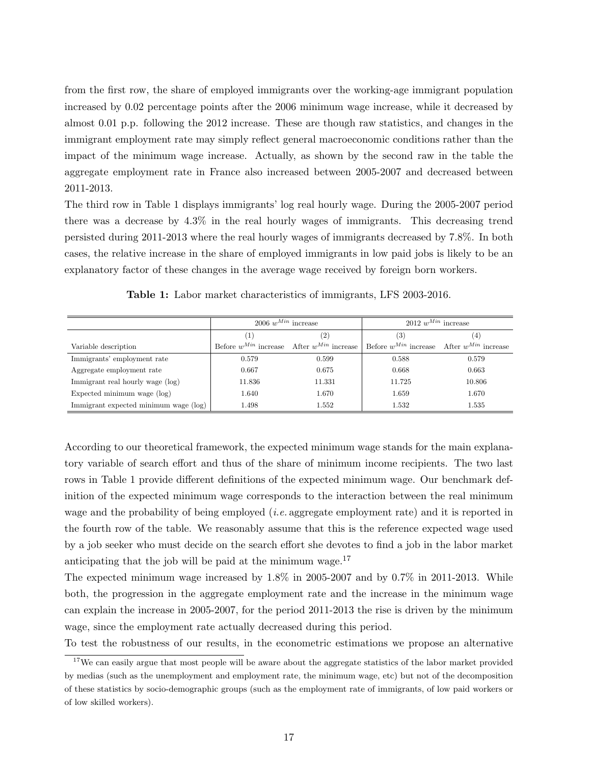from the first row, the share of employed immigrants over the working-age immigrant population increased by 0.02 percentage points after the 2006 minimum wage increase, while it decreased by almost 0.01 p.p. following the 2012 increase. These are though raw statistics, and changes in the immigrant employment rate may simply reflect general macroeconomic conditions rather than the impact of the minimum wage increase. Actually, as shown by the second raw in the table the aggregate employment rate in France also increased between 2005-2007 and decreased between 2011-2013.

The third row in Table 1 displays immigrants' log real hourly wage. During the 2005-2007 period there was a decrease by 4.3% in the real hourly wages of immigrants. This decreasing trend persisted during 2011-2013 where the real hourly wages of immigrants decreased by 7.8%. In both cases, the relative increase in the share of employed immigrants in low paid jobs is likely to be an explanatory factor of these changes in the average wage received by foreign born workers.

**Table 1:** Labor market characteristics of immigrants, LFS 2003-2016.

| | 2006 $w^{Min}$ increase | | 2012 $w^{Min}$ increase | |
|---|---|---|---|---|
| | (1) | (2) | (3) | (4) |
| Variable description | Before $w^{Min}$ increase | After $w^{Min}$ increase | Before $w^{Min}$ increase | After $w^{Min}$ increase |
| Immigrants' employment rate | 0.579 | 0.599 | 0.588 | 0.579 |
| Aggregate employment rate | 0.667 | 0.675 | 0.668 | 0.663 |
| Immigrant real hourly wage (log) | 11.836 | 11.331 | 11.725 | 10.806 |
| Expected minimum wage (log) | 1.640 | 1.670 | 1.659 | 1.670 |
| Immigrant expected minimum wage (log) | 1.498 | 1.552 | 1.532 | 1.535 |

According to our theoretical framework, the expected minimum wage stands for the main explanatory variable of search effort and thus of the share of minimum income recipients. The two last rows in Table 1 provide different definitions of the expected minimum wage. Our benchmark definition of the expected minimum wage corresponds to the interaction between the real minimum wage and the probability of being employed (*i.e.* aggregate employment rate) and it is reported in the fourth row of the table. We reasonably assume that this is the reference expected wage used by a job seeker who must decide on the search effort she devotes to find a job in the labor market anticipating that the job will be paid at the minimum wage.[17]

The expected minimum wage increased by 1.8% in 2005-2007 and by 0.7% in 2011-2013. While both, the progression in the aggregate employment rate and the increase in the minimum wage can explain the increase in 2005-2007, for the period 2011-2013 the rise is driven by the minimum wage, since the employment rate actually decreased during this period.

To test the robustness of our results, in the econometric estimations we propose an alternative

[17] We can easily argue that most people will be aware about the aggregate statistics of the labor market provided by medias (such as the unemployment and employment rate, the minimum wage, etc) but not of the decomposition of these statistics by socio-demographic groups (such as the employment rate of immigrants, of low paid workers or of low skilled workers).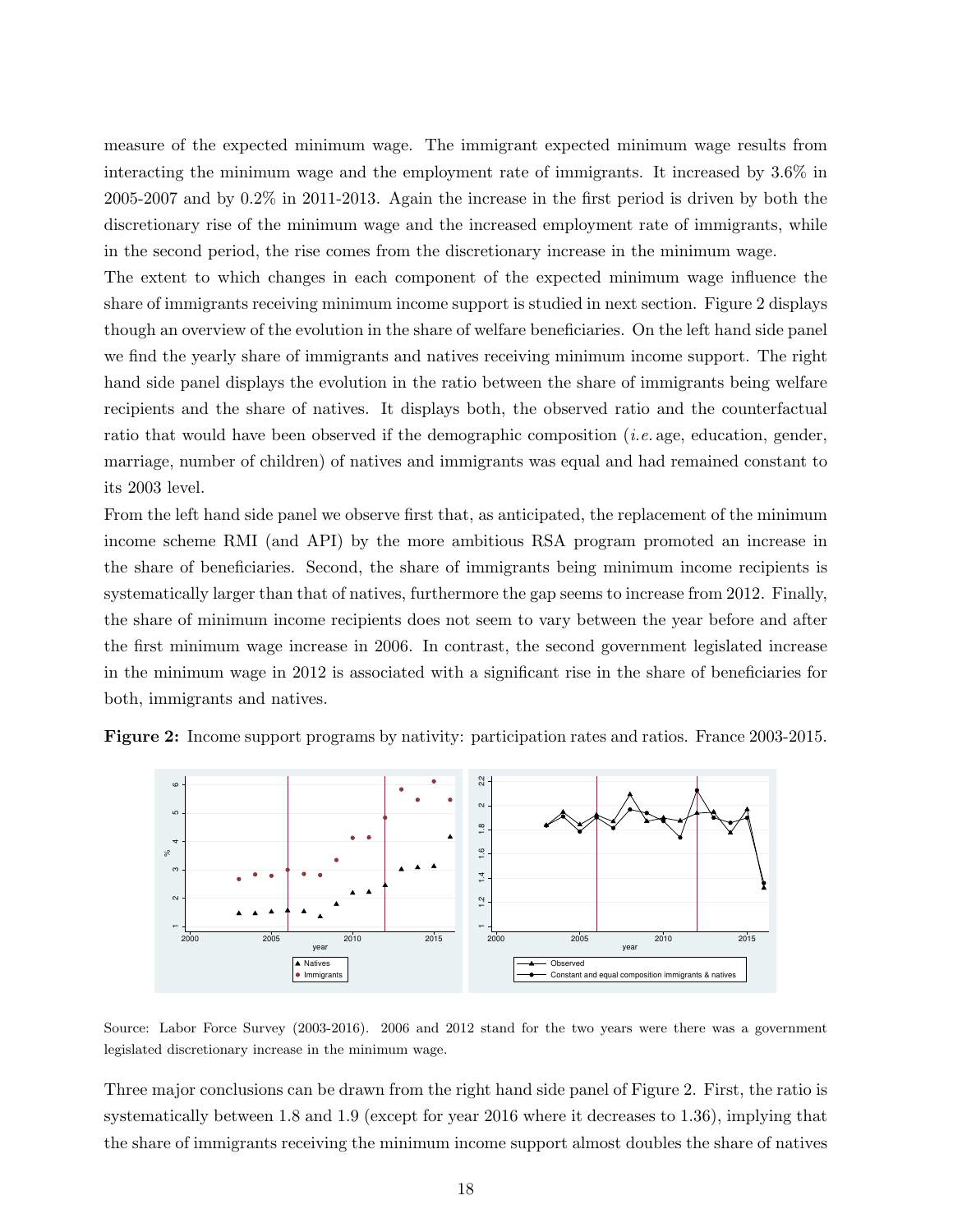measure of the expected minimum wage. The immigrant expected minimum wage results from interacting the minimum wage and the employment rate of immigrants. It increased by 3.6% in 2005-2007 and by 0.2% in 2011-2013. Again the increase in the first period is driven by both the discretionary rise of the minimum wage and the increased employment rate of immigrants, while in the second period, the rise comes from the discretionary increase in the minimum wage.

The extent to which changes in each component of the expected minimum wage influence the share of immigrants receiving minimum income support is studied in next section. Figure 2 displays though an overview of the evolution in the share of welfare beneficiaries. On the left hand side panel we find the yearly share of immigrants and natives receiving minimum income support. The right hand side panel displays the evolution in the ratio between the share of immigrants being welfare recipients and the share of natives. It displays both, the observed ratio and the counterfactual ratio that would have been observed if the demographic composition (*i.e.* age, education, gender, marriage, number of children) of natives and immigrants was equal and had remained constant to its 2003 level.

From the left hand side panel we observe first that, as anticipated, the replacement of the minimum income scheme RMI (and API) by the more ambitious RSA program promoted an increase in the share of beneficiaries. Second, the share of immigrants being minimum income recipients is systematically larger than that of natives, furthermore the gap seems to increase from 2012. Finally, the share of minimum income recipients does not seem to vary between the year before and after the first minimum wage increase in 2006. In contrast, the second government legislated increase in the minimum wage in 2012 is associated with a significant rise in the share of beneficiaries for both, immigrants and natives.

**Figure 2:** Income support programs by nativity: participation rates and ratios. France 2003-2015.

Source: Labor Force Survey (2003-2016). 2006 and 2012 stand for the two years were there was a government legislated discretionary increase in the minimum wage.

Three major conclusions can be drawn from the right hand side panel of Figure 2. First, the ratio is systematically between 1.8 and 1.9 (except for year 2016 where it decreases to 1.36), implying that the share of immigrants receiving the minimum income support almost doubles the share of natives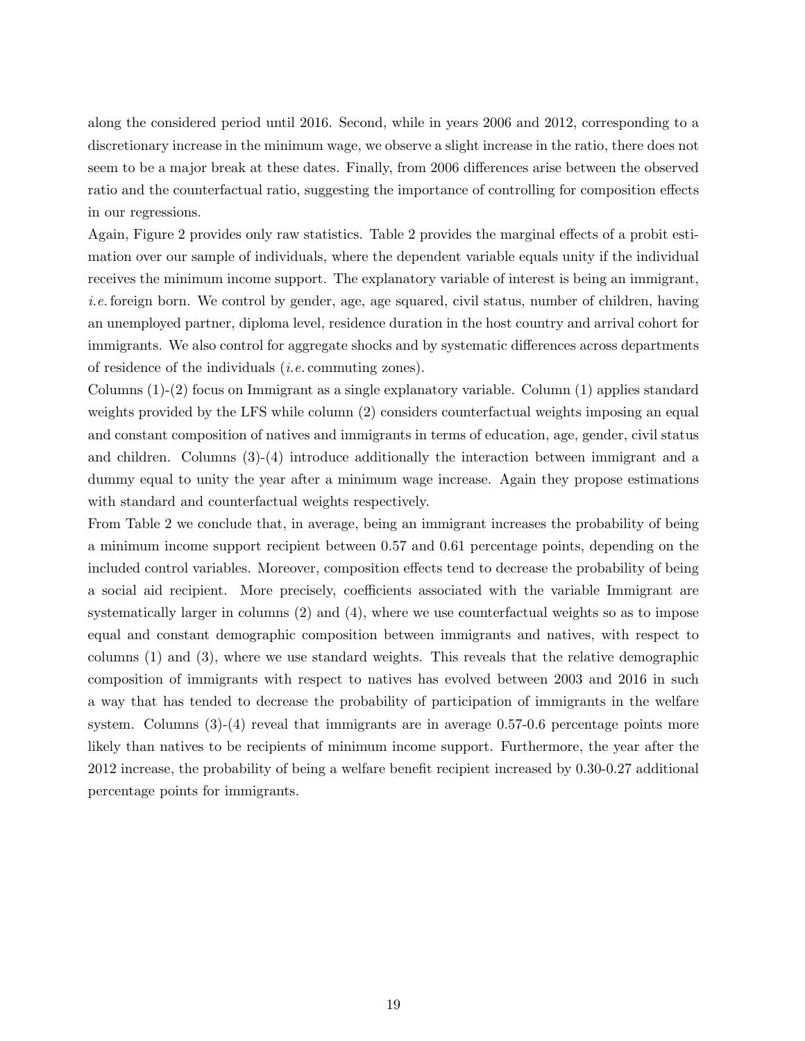along the considered period until 2016. Second, while in years 2006 and 2012, corresponding to a discretionary increase in the minimum wage, we observe a slight increase in the ratio, there does not seem to be a major break at these dates. Finally, from 2006 differences arise between the observed ratio and the counterfactual ratio, suggesting the importance of controlling for composition effects in our regressions.

Again, Figure 2 provides only raw statistics. Table 2 provides the marginal effects of a probit estimation over our sample of individuals, where the dependent variable equals unity if the individual receives the minimum income support. The explanatory variable of interest is being an immigrant, *i.e.* foreign born. We control by gender, age, age squared, civil status, number of children, having an unemployed partner, diploma level, residence duration in the host country and arrival cohort for immigrants. We also control for aggregate shocks and by systematic differences across departments of residence of the individuals (*i.e.* commuting zones).

Columns (1)-(2) focus on Immigrant as a single explanatory variable. Column (1) applies standard weights provided by the LFS while column (2) considers counterfactual weights imposing an equal and constant composition of natives and immigrants in terms of education, age, gender, civil status and children. Columns (3)-(4) introduce additionally the interaction between immigrant and a dummy equal to unity the year after a minimum wage increase. Again they propose estimations with standard and counterfactual weights respectively.

From Table 2 we conclude that, in average, being an immigrant increases the probability of being a minimum income support recipient between 0.57 and 0.61 percentage points, depending on the included control variables. Moreover, composition effects tend to decrease the probability of being a social aid recipient. More precisely, coefficients associated with the variable Immigrant are systematically larger in columns (2) and (4), where we use counterfactual weights so as to impose equal and constant demographic composition between immigrants and natives, with respect to columns (1) and (3), where we use standard weights. This reveals that the relative demographic composition of immigrants with respect to natives has evolved between 2003 and 2016 in such a way that has tended to decrease the probability of participation of immigrants in the welfare system. Columns (3)-(4) reveal that immigrants are in average 0.57-0.6 percentage points more likely than natives to be recipients of minimum income support. Furthermore, the year after the 2012 increase, the probability of being a welfare benefit recipient increased by 0.30-0.27 additional percentage points for immigrants.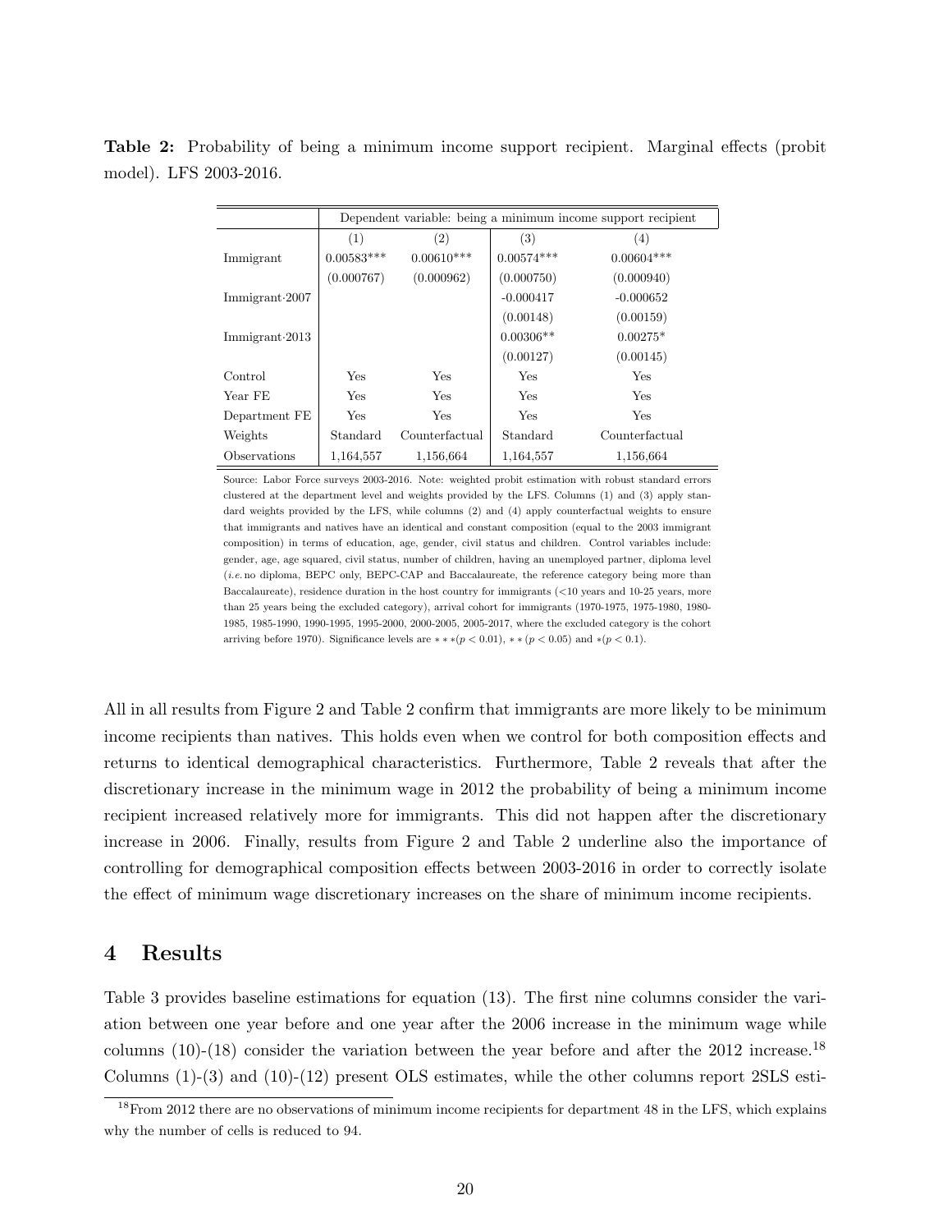**Table 2:** Probability of being a minimum income support recipient. Marginal effects (probit model). LFS 2003-2016.

| | Dependent variable: being a minimum income support recipient | | | |
|---|---|---|---|---|
| | (1) | (2) | (3) | (4) |
| Immigrant | 0.00583*** | 0.00610*** | 0.00574*** | 0.00604*** |
| | (0.000767) | (0.000962) | (0.000750) | (0.000940) |
| Immigrant·2007 | | | -0.000417 | -0.000652 |
| | | | (0.00148) | (0.00159) |
| Immigrant·2013 | | | 0.00306** | 0.00275* |
| | | | (0.00127) | (0.00145) |
| Control | Yes | Yes | Yes | Yes |
| Year FE | Yes | Yes | Yes | Yes |
| Department FE | Yes | Yes | Yes | Yes |
| Weights | Standard | Counterfactual | Standard | Counterfactual |
| Observations | 1,164,557 | 1,156,664 | 1,164,557 | 1,156,664 |

Source: Labor Force surveys 2003-2016. Note: weighted probit estimation with robust standard errors clustered at the department level and weights provided by the LFS. Columns (1) and (3) apply standard weights provided by the LFS, while columns (2) and (4) apply counterfactual weights to ensure that immigrants and natives have an identical and constant composition (equal to the 2003 immigrant composition) in terms of education, age, gender, civil status and children. Control variables include: gender, age, age squared, civil status, number of children, having an unemployed partner, diploma level (*i.e.* no diploma, BEPC only, BEPC-CAP and Baccalaureate, the reference category being more than Baccalaureate), residence duration in the host country for immigrants (<10 years and 10-25 years, more than 25 years being the excluded category), arrival cohort for immigrants (1970-1975, 1975-1980, 1980-1985, 1985-1990, 1990-1995, 1995-2000, 2000-2005, 2005-2017, where the excluded category is the cohort arriving before 1970). Significance levels are $***(p < 0.01)$, $**(p < 0.05)$ and $*(p < 0.1)$.

All in all results from Figure 2 and Table 2 confirm that immigrants are more likely to be minimum income recipients than natives. This holds even when we control for both composition effects and returns to identical demographical characteristics. Furthermore, Table 2 reveals that after the discretionary increase in the minimum wage in 2012 the probability of being a minimum income recipient increased relatively more for immigrants. This did not happen after the discretionary increase in 2006. Finally, results from Figure 2 and Table 2 underline also the importance of controlling for demographical composition effects between 2003-2016 in order to correctly isolate the effect of minimum wage discretionary increases on the share of minimum income recipients.

## 4 Results

Table 3 provides baseline estimations for equation (13). The first nine columns consider the variation between one year before and one year after the 2006 increase in the minimum wage while columns (10)-(18) consider the variation between the year before and after the 2012 increase.[18] Columns (1)-(3) and (10)-(12) present OLS estimates, while the other columns report 2SLS esti-

[18] From 2012 there are no observations of minimum income recipients for department 48 in the LFS, which explains why the number of cells is reduced to 94.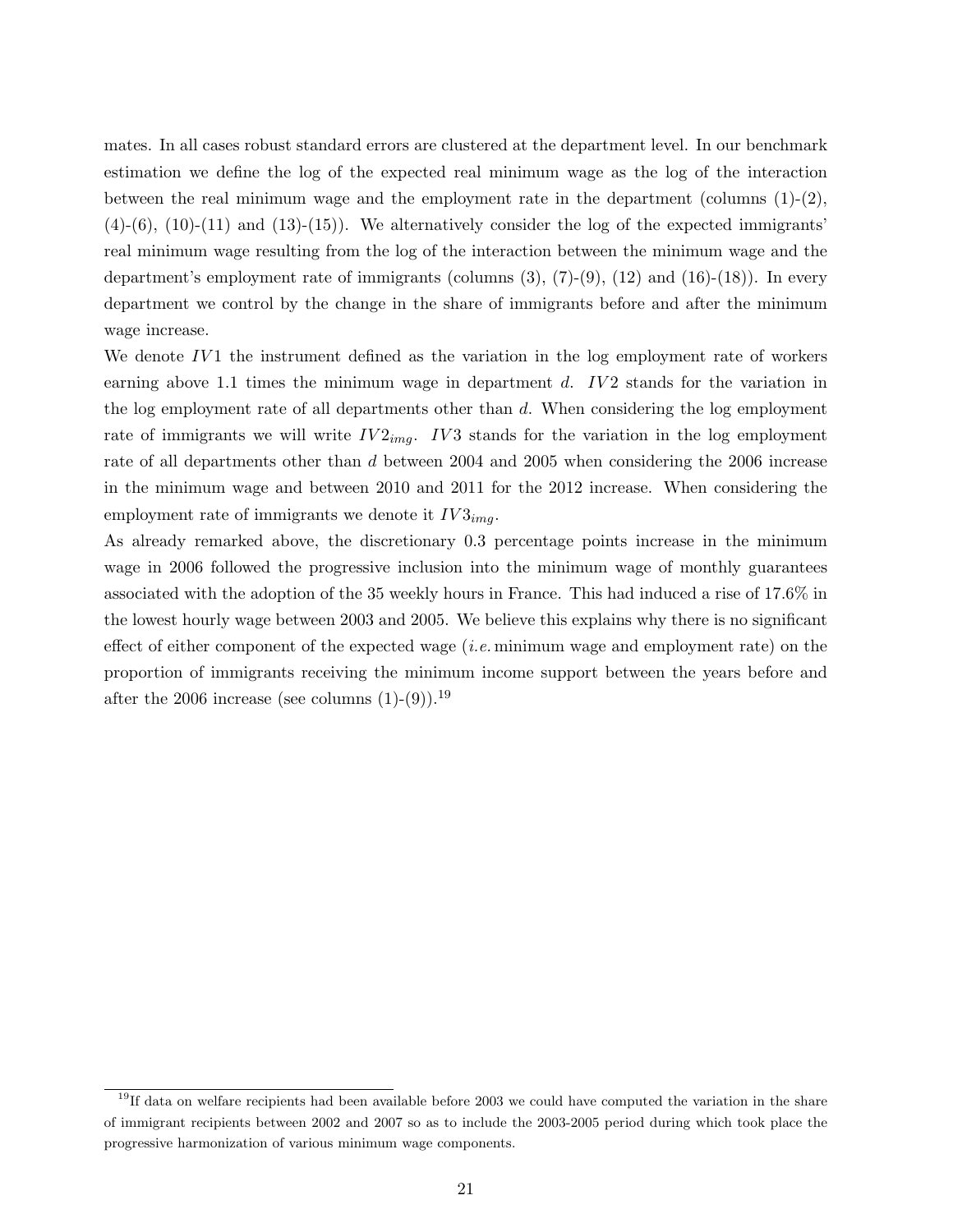mates. In all cases robust standard errors are clustered at the department level. In our benchmark estimation we define the log of the expected real minimum wage as the log of the interaction between the real minimum wage and the employment rate in the department (columns (1)-(2), (4)-(6), (10)-(11) and (13)-(15)). We alternatively consider the log of the expected immigrants' real minimum wage resulting from the log of the interaction between the minimum wage and the department's employment rate of immigrants (columns (3), (7)-(9), (12) and (16)-(18)). In every department we control by the change in the share of immigrants before and after the minimum wage increase.

We denote $IV1$ the instrument defined as the variation in the log employment rate of workers earning above 1.1 times the minimum wage in department $d$. $IV2$ stands for the variation in the log employment rate of all departments other than $d$. When considering the log employment rate of immigrants we will write $IV2_{img}$. $IV3$ stands for the variation in the log employment rate of all departments other than $d$ between 2004 and 2005 when considering the 2006 increase in the minimum wage and between 2010 and 2011 for the 2012 increase. When considering the employment rate of immigrants we denote it $IV3_{img}$.

As already remarked above, the discretionary 0.3 percentage points increase in the minimum wage in 2006 followed the progressive inclusion into the minimum wage of monthly guarantees associated with the adoption of the 35 weekly hours in France. This had induced a rise of 17.6% in the lowest hourly wage between 2003 and 2005. We believe this explains why there is no significant effect of either component of the expected wage (*i.e.* minimum wage and employment rate) on the proportion of immigrants receiving the minimum income support between the years before and after the 2006 increase (see columns (1)-(9)).[19]

[19] If data on welfare recipients had been available before 2003 we could have computed the variation in the share of immigrant recipients between 2002 and 2007 so as to include the 2003-2005 period during which took place the progressive harmonization of various minimum wage components.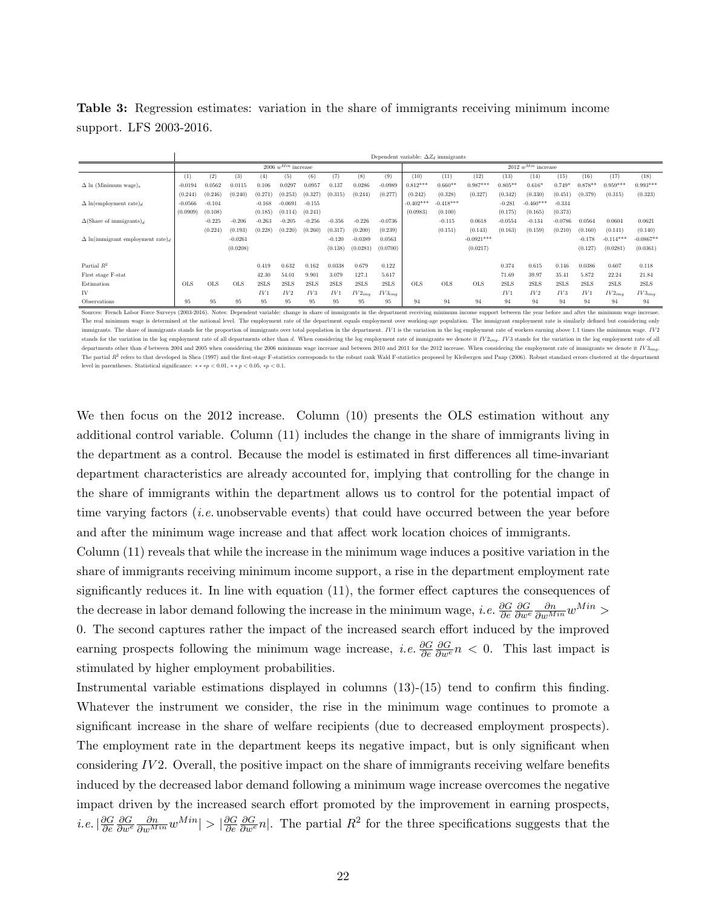**Table 3:** Regression estimates: variation in the share of immigrants receiving minimum income support. LFS 2003-2016.

| | Dependent variable: $\Delta Z_d$ immigrants | | | | | | | | | | | | | | | | | |
|---|---|---|---|---|---|---|---|---|---|---|---|---|---|---|---|---|---|---|
| | 2006 $w^{Min}$ increase | | | | | | | | | 2012 $w^{Min}$ increase | | | | | | | | |
| | (1) | (2) | (3) | (4) | (5) | (6) | (7) | (8) | (9) | (10) | (11) | (12) | (13) | (14) | (15) | (16) | (17) | (18) |
| $\Delta$ ln (Minimum wage)$_s$ | -0.0194 | 0.0562 | 0.0115 | 0.106 | 0.0297 | 0.0957 | 0.137 | 0.0286 | -0.0989 | 0.812*** | 0.660** | 0.987*** | 0.805** | 0.616* | 0.749* | 0.878** | 0.959*** | 0.993*** |
| | (0.244) | (0.246) | (0.240) | (0.271) | (0.253) | (0.327) | (0.315) | (0.244) | (0.277) | (0.242) | (0.328) | (0.327) | (0.342) | (0.330) | (0.451) | (0.379) | (0.315) | (0.323) |
| $\Delta$ ln(employment rate)$_d$ | -0.0566 | -0.104 | | -0.168 | -0.0691 | -0.155 | | | | -0.402*** | -0.418*** | | -0.281 | -0.460*** | -0.334 | | | |
| | (0.0909) | (0.108) | | (0.185) | (0.114) | (0.241) | | | | (0.0983) | (0.100) | | (0.175) | (0.165) | (0.373) | | | |
| $\Delta$(Share of immigrants)$_d$ | | -0.225 | -0.206 | -0.263 | -0.205 | -0.256 | -0.356 | -0.226 | -0.0736 | | -0.115 | 0.0618 | -0.0554 | -0.134 | -0.0786 | 0.0564 | 0.0604 | 0.0621 |
| | | (0.224) | (0.193) | (0.228) | (0.220) | (0.260) | (0.317) | (0.200) | (0.239) | | (0.151) | (0.143) | (0.163) | (0.159) | (0.210) | (0.160) | (0.141) | (0.140) |
| $\Delta$ ln(immigrant employment rate)$_d$ | | | -0.0261 | | | | -0.120 | -0.0389 | 0.0563 | | | -0.0921*** | | | | -0.178 | -0.114*** | -0.0867** |
| | | | (0.0208) | | | | (0.138) | (0.0281) | (0.0700) | | | (0.0217) | | | | (0.127) | (0.0281) | (0.0361) |
| Partial $R^2$ | | | | 0.419 | 0.632 | 0.162 | 0.0338 | 0.679 | 0.122 | | | | 0.374 | 0.615 | 0.146 | 0.0386 | 0.607 | 0.118 |
| First stage F-stat | | | | 42.30 | 54.01 | 9.901 | 3.079 | 127.1 | 5.617 | | | | 71.69 | 39.97 | 35.41 | 5.872 | 22.24 | 21.84 |
| Estimation | OLS | OLS | OLS | 2SLS | 2SLS | 2SLS | 2SLS | 2SLS | 2SLS | OLS | OLS | OLS | 2SLS | 2SLS | 2SLS | 2SLS | 2SLS | 2SLS |
| IV | | | | $IV1$ | $IV2$ | $IV3$ | $IV1$ | $IV2_{img}$ | $IV3_{img}$ | | | | $IV1$ | $IV2$ | $IV3$ | $IV1$ | $IV2_{img}$ | $IV3_{img}$ |
| Observations | 95 | 95 | 95 | 95 | 95 | 95 | 95 | 95 | 95 | 94 | 94 | 94 | 94 | 94 | 94 | 94 | 94 | 94 |

Sources: French Labor Force Surveys (2003-2016). Notes: Dependent variable: change in share of immigrants in the department receiving minimum income support between the year before and after the minimum wage increase. The real minimum wage is determined at the national level. The employment rate of the department equals employment over working-age population. The immigrant employment rate is similarly defined but considering only immigrants. The share of immigrants stands for the proportion of immigrants over total population in the department. $IV1$ is the variation in the log employment rate of workers earning above 1.1 times the minimum wage. $IV2$ stands for the variation in the log employment rate of all departments other than $d$. When considering the log employment rate of immigrants we denote it $IV2_{img}$. $IV3$ stands for the variation in the log employment rate of all departments other than $d$ between 2004 and 2005 when considering the 2006 minimum wage increase and between 2010 and 2011 for the 2012 increase. When considering the employment rate of immigrants we denote it $IV3_{img}$. The partial $R^2$ refers to that developed in Shea (1997) and the first-stage F-statistics corresponds to the robust rank Wald F-statistics proposed by Kleibergen and Paap (2006). Robust standard errors clustered at the department level in parentheses. Statistical significance: $***p < 0.01$, $**p < 0.05$, $*p < 0.1$.

We then focus on the 2012 increase. Column (10) presents the OLS estimation without any additional control variable. Column (11) includes the change in the share of immigrants living in the department as a control. Because the model is estimated in first differences all time-invariant department characteristics are already accounted for, implying that controlling for the change in the share of immigrants within the department allows us to control for the potential impact of time varying factors (*i.e.* unobservable events) that could have occurred between the year before and after the minimum wage increase and that affect work location choices of immigrants.

Column (11) reveals that while the increase in the minimum wage induces a positive variation in the share of immigrants receiving minimum income support, a rise in the department employment rate significantly reduces it. In line with equation (11), the former effect captures the consequences of the decrease in labor demand following the increase in the minimum wage, *i.e.* $\frac{\partial G}{\partial e}\frac{\partial G}{\partial w^e}\frac{\partial n}{\partial w^{Min}}w^{Min} > 0$. The second captures rather the impact of the increased search effort induced by the improved earning prospects following the minimum wage increase, *i.e.* $\frac{\partial G}{\partial e}\frac{\partial G}{\partial w^e}n < 0$. This last impact is stimulated by higher employment probabilities.

Instrumental variable estimations displayed in columns (13)-(15) tend to confirm this finding. Whatever the instrument we consider, the rise in the minimum wage continues to promote a significant increase in the share of welfare recipients (due to decreased employment prospects). The employment rate in the department keeps its negative impact, but is only significant when considering $IV2$. Overall, the positive impact on the share of immigrants receiving welfare benefits induced by the decreased labor demand following a minimum wage increase overcomes the negative impact driven by the increased search effort promoted by the improvement in earning prospects, *i.e.* $|\frac{\partial G}{\partial e}\frac{\partial G}{\partial w^e}\frac{\partial n}{\partial w^{Min}}w^{Min}| > |\frac{\partial G}{\partial e}\frac{\partial G}{\partial w^e}n|$. The partial $R^2$ for the three specifications suggests that the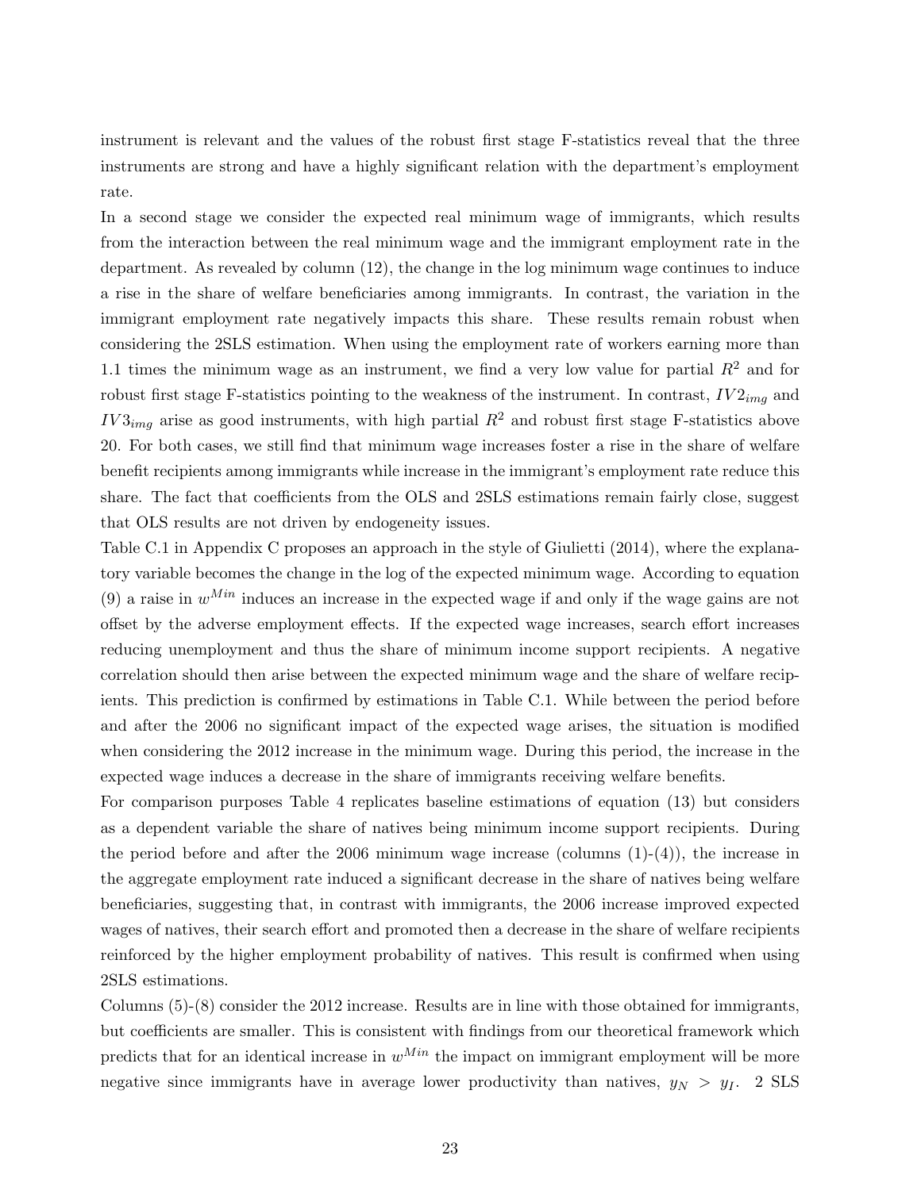instrument is relevant and the values of the robust first stage F-statistics reveal that the three instruments are strong and have a highly significant relation with the department's employment rate.

In a second stage we consider the expected real minimum wage of immigrants, which results from the interaction between the real minimum wage and the immigrant employment rate in the department. As revealed by column (12), the change in the log minimum wage continues to induce a rise in the share of welfare beneficiaries among immigrants. In contrast, the variation in the immigrant employment rate negatively impacts this share. These results remain robust when considering the 2SLS estimation. When using the employment rate of workers earning more than 1.1 times the minimum wage as an instrument, we find a very low value for partial $R^2$ and for robust first stage F-statistics pointing to the weakness of the instrument. In contrast, $IV2_{img}$ and $IV3_{img}$ arise as good instruments, with high partial $R^2$ and robust first stage F-statistics above 20. For both cases, we still find that minimum wage increases foster a rise in the share of welfare benefit recipients among immigrants while increase in the immigrant's employment rate reduce this share. The fact that coefficients from the OLS and 2SLS estimations remain fairly close, suggest that OLS results are not driven by endogeneity issues.

Table C.1 in Appendix C proposes an approach in the style of Giulietti (2014), where the explanatory variable becomes the change in the log of the expected minimum wage. According to equation (9) a raise in $w^{Min}$ induces an increase in the expected wage if and only if the wage gains are not offset by the adverse employment effects. If the expected wage increases, search effort increases reducing unemployment and thus the share of minimum income support recipients. A negative correlation should then arise between the expected minimum wage and the share of welfare recipients. This prediction is confirmed by estimations in Table C.1. While between the period before and after the 2006 no significant impact of the expected wage arises, the situation is modified when considering the 2012 increase in the minimum wage. During this period, the increase in the expected wage induces a decrease in the share of immigrants receiving welfare benefits.

For comparison purposes Table 4 replicates baseline estimations of equation (13) but considers as a dependent variable the share of natives being minimum income support recipients. During the period before and after the 2006 minimum wage increase (columns (1)-(4)), the increase in the aggregate employment rate induced a significant decrease in the share of natives being welfare beneficiaries, suggesting that, in contrast with immigrants, the 2006 increase improved expected wages of natives, their search effort and promoted then a decrease in the share of welfare recipients reinforced by the higher employment probability of natives. This result is confirmed when using 2SLS estimations.

Columns (5)-(8) consider the 2012 increase. Results are in line with those obtained for immigrants, but coefficients are smaller. This is consistent with findings from our theoretical framework which predicts that for an identical increase in $w^{Min}$ the impact on immigrant employment will be more negative since immigrants have in average lower productivity than natives, $y_N > y_I$. 2 SLS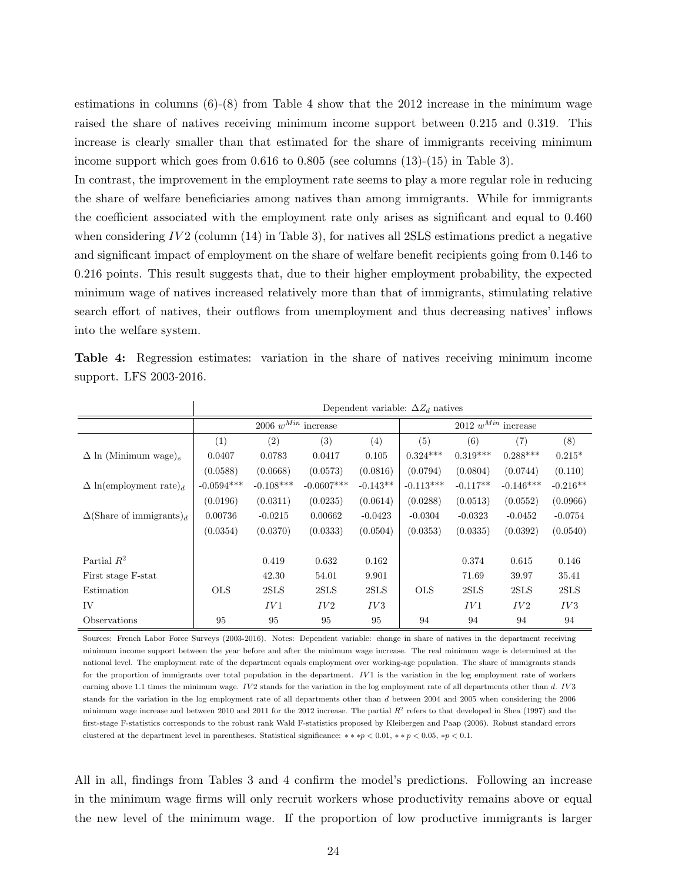estimations in columns (6)-(8) from Table 4 show that the 2012 increase in the minimum wage raised the share of natives receiving minimum income support between 0.215 and 0.319. This increase is clearly smaller than that estimated for the share of immigrants receiving minimum income support which goes from 0.616 to 0.805 (see columns (13)-(15) in Table 3).

In contrast, the improvement in the employment rate seems to play a more regular role in reducing the share of welfare beneficiaries among natives than among immigrants. While for immigrants the coefficient associated with the employment rate only arises as significant and equal to 0.460 when considering $IV2$ (column (14) in Table 3), for natives all 2SLS estimations predict a negative and significant impact of employment on the share of welfare benefit recipients going from 0.146 to 0.216 points. This result suggests that, due to their higher employment probability, the expected minimum wage of natives increased relatively more than that of immigrants, stimulating relative search effort of natives, their outflows from unemployment and thus decreasing natives' inflows into the welfare system.

**Table 4:** Regression estimates: variation in the share of natives receiving minimum income support. LFS 2003-2016.

| | Dependent variable: $\Delta Z_d$ natives | | | | | | | |
|---|---|---|---|---|---|---|---|---|
| | 2006 $w^{Min}$ increase | | | | 2012 $w^{Min}$ increase | | | |
| | (1) | (2) | (3) | (4) | (5) | (6) | (7) | (8) |
| $\Delta$ ln (Minimum wage)$_s$ | 0.0407 | 0.0783 | 0.0417 | 0.105 | 0.324*** | 0.319*** | 0.288*** | 0.215* |
| | (0.0588) | (0.0668) | (0.0573) | (0.0816) | (0.0794) | (0.0804) | (0.0744) | (0.110) |
| $\Delta$ ln(employment rate)$_d$ | -0.0594*** | -0.108*** | -0.0607*** | -0.143** | -0.113*** | -0.117** | -0.146*** | -0.216** |
| | (0.0196) | (0.0311) | (0.0235) | (0.0614) | (0.0288) | (0.0513) | (0.0552) | (0.0966) |
| $\Delta$(Share of immigrants)$_d$ | 0.00736 | -0.0215 | 0.00662 | -0.0423 | -0.0304 | -0.0323 | -0.0452 | -0.0754 |
| | (0.0354) | (0.0370) | (0.0333) | (0.0504) | (0.0353) | (0.0335) | (0.0392) | (0.0540) |
| Partial $R^2$ | | 0.419 | 0.632 | 0.162 | | 0.374 | 0.615 | 0.146 |
| First stage F-stat | | 42.30 | 54.01 | 9.901 | | 71.69 | 39.97 | 35.41 |
| Estimation | OLS | 2SLS | 2SLS | 2SLS | OLS | 2SLS | 2SLS | 2SLS |
| IV | | $IV1$ | $IV2$ | $IV3$ | | $IV1$ | $IV2$ | $IV3$ |
| Observations | 95 | 95 | 95 | 95 | 94 | 94 | 94 | 94 |

Sources: French Labor Force Surveys (2003-2016). Notes: Dependent variable: change in share of natives in the department receiving minimum income support between the year before and after the minimum wage increase. The real minimum wage is determined at the national level. The employment rate of the department equals employment over working-age population. The share of immigrants stands for the proportion of immigrants over total population in the department. $IV1$ is the variation in the log employment rate of workers earning above 1.1 times the minimum wage. $IV2$ stands for the variation in the log employment rate of all departments other than $d$. $IV3$ stands for the variation in the log employment rate of all departments other than $d$ between 2004 and 2005 when considering the 2006 minimum wage increase and between 2010 and 2011 for the 2012 increase. The partial $R^2$ refers to that developed in Shea (1997) and the first-stage F-statistics corresponds to the robust rank Wald F-statistics proposed by Kleibergen and Paap (2006). Robust standard errors clustered at the department level in parentheses. Statistical significance: $***p < 0.01$, $**p < 0.05$, $*p < 0.1$.

All in all, findings from Tables 3 and 4 confirm the model's predictions. Following an increase in the minimum wage firms will only recruit workers whose productivity remains above or equal the new level of the minimum wage. If the proportion of low productive immigrants is larger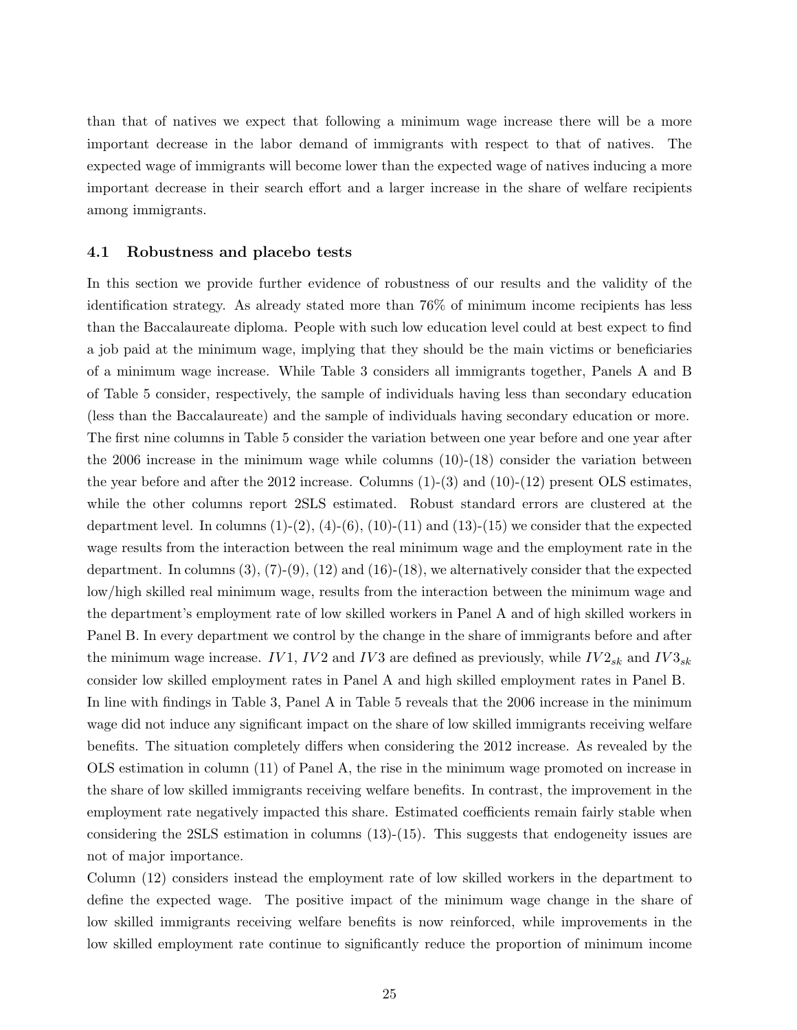than that of natives we expect that following a minimum wage increase there will be a more important decrease in the labor demand of immigrants with respect to that of natives. The expected wage of immigrants will become lower than the expected wage of natives inducing a more important decrease in their search effort and a larger increase in the share of welfare recipients among immigrants.

### 4.1 Robustness and placebo tests

In this section we provide further evidence of robustness of our results and the validity of the identification strategy. As already stated more than 76% of minimum income recipients has less than the Baccalaureate diploma. People with such low education level could at best expect to find a job paid at the minimum wage, implying that they should be the main victims or beneficiaries of a minimum wage increase. While Table 3 considers all immigrants together, Panels A and B of Table 5 consider, respectively, the sample of individuals having less than secondary education (less than the Baccalaureate) and the sample of individuals having secondary education or more. The first nine columns in Table 5 consider the variation between one year before and one year after the 2006 increase in the minimum wage while columns (10)-(18) consider the variation between the year before and after the 2012 increase. Columns (1)-(3) and (10)-(12) present OLS estimates, while the other columns report 2SLS estimated. Robust standard errors are clustered at the department level. In columns (1)-(2), (4)-(6), (10)-(11) and (13)-(15) we consider that the expected wage results from the interaction between the real minimum wage and the employment rate in the department. In columns (3), (7)-(9), (12) and (16)-(18), we alternatively consider that the expected low/high skilled real minimum wage, results from the interaction between the minimum wage and the department's employment rate of low skilled workers in Panel A and of high skilled workers in Panel B. In every department we control by the change in the share of immigrants before and after the minimum wage increase. $IV1$, $IV2$ and $IV3$ are defined as previously, while $IV2_{sk}$ and $IV3_{sk}$ consider low skilled employment rates in Panel A and high skilled employment rates in Panel B.

In line with findings in Table 3, Panel A in Table 5 reveals that the 2006 increase in the minimum wage did not induce any significant impact on the share of low skilled immigrants receiving welfare benefits. The situation completely differs when considering the 2012 increase. As revealed by the OLS estimation in column (11) of Panel A, the rise in the minimum wage promoted on increase in the share of low skilled immigrants receiving welfare benefits. In contrast, the improvement in the employment rate negatively impacted this share. Estimated coefficients remain fairly stable when considering the 2SLS estimation in columns (13)-(15). This suggests that endogeneity issues are not of major importance.

Column (12) considers instead the employment rate of low skilled workers in the department to define the expected wage. The positive impact of the minimum wage change in the share of low skilled immigrants receiving welfare benefits is now reinforced, while improvements in the low skilled employment rate continue to significantly reduce the proportion of minimum income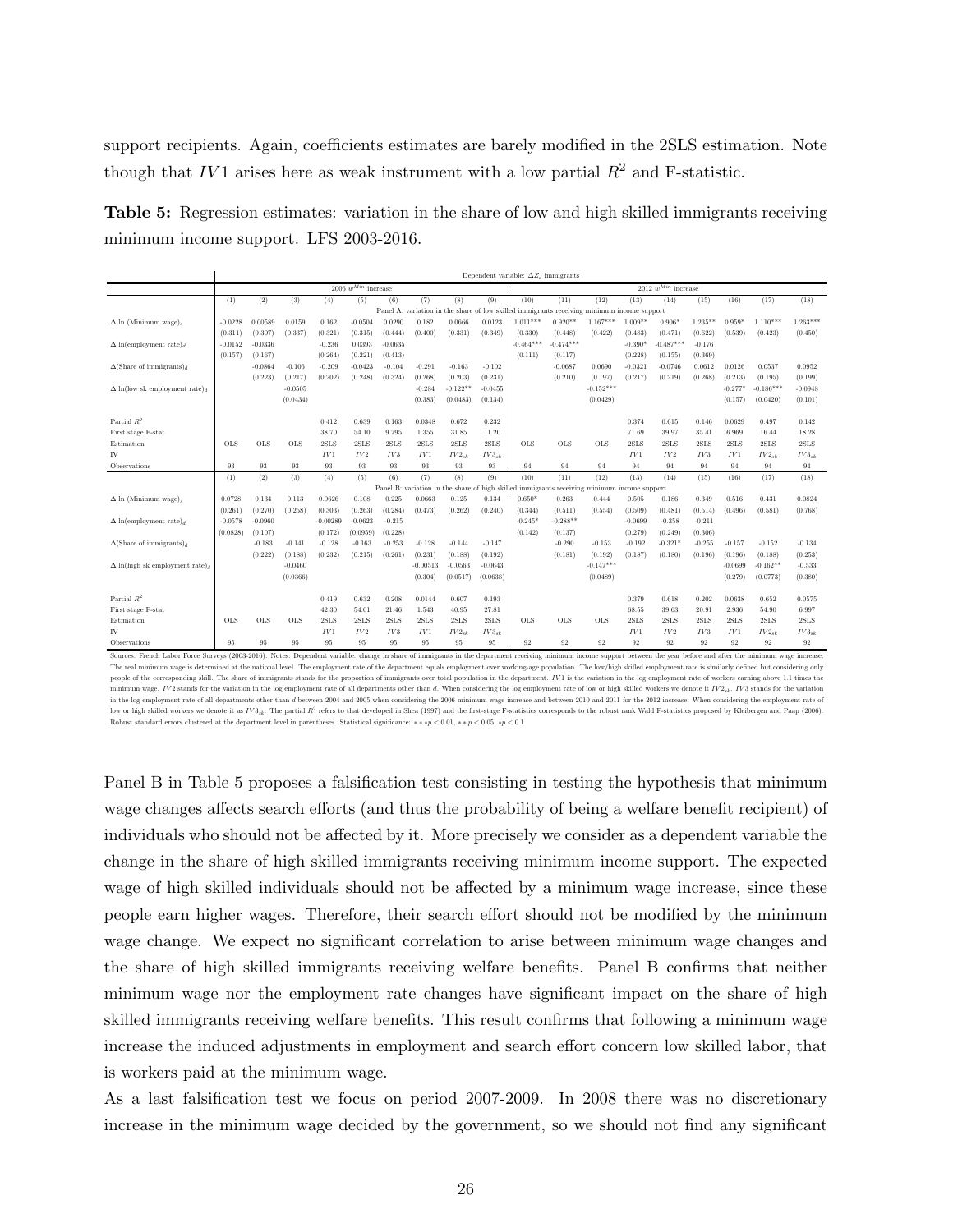support recipients. Again, coefficients estimates are barely modified in the 2SLS estimation. Note though that $IV1$ arises here as weak instrument with a low partial $R^2$ and F-statistic.

**Table 5:** Regression estimates: variation in the share of low and high skilled immigrants receiving minimum income support. LFS 2003-2016.

| | Dependent variable: $\Delta Z_d$ immigrants | | | | | | | | | | | | | | | | | |
|---|---|---|---|---|---|---|---|---|---|---|---|---|---|---|---|---|---|---|
| | 2006 $w^{Min}$ increase | | | | | | | | | 2012 $w^{Min}$ increase | | | | | | | | |
| | (1) | (2) | (3) | (4) | (5) | (6) | (7) | (8) | (9) | (10) | (11) | (12) | (13) | (14) | (15) | (16) | (17) | (18) |
| | Panel A: variation in the share of low skilled immigrants receiving minimum income support | | | | | | | | | | | | | | | | | |
| $\Delta$ ln (Minimum wage)$_s$ | -0.0228 | 0.00589 | 0.0159 | 0.162 | -0.0504 | 0.0290 | 0.182 | 0.0666 | 0.0123 | 1.011*** | 0.920** | 1.167*** | 1.009** | 0.906* | 1.235** | 0.959* | 1.110*** | 1.263*** |
| | (0.311) | (0.307) | (0.337) | (0.321) | (0.315) | (0.444) | (0.400) | (0.331) | (0.349) | (0.330) | (0.448) | (0.422) | (0.483) | (0.471) | (0.622) | (0.539) | (0.423) | (0.450) |
| $\Delta$ ln(employment rate)$_d$ | -0.0152 | -0.0336 | | -0.236 | 0.0393 | -0.0635 | | | | -0.464*** | -0.474*** | | -0.390* | -0.487*** | -0.176 | | | |
| | (0.157) | (0.167) | | (0.264) | (0.221) | (0.413) | | | | (0.111) | (0.117) | | (0.228) | (0.155) | (0.369) | | | |
| $\Delta$(Share of immigrants)$_d$ | | -0.0864 | -0.106 | -0.209 | -0.0423 | -0.104 | -0.291 | -0.163 | -0.102 | | -0.0687 | 0.0690 | -0.0321 | -0.0746 | 0.0612 | 0.0126 | 0.0537 | 0.0952 |
| | | (0.223) | (0.217) | (0.202) | (0.248) | (0.324) | (0.268) | (0.203) | (0.231) | | (0.210) | (0.197) | (0.217) | (0.219) | (0.268) | (0.213) | (0.195) | (0.199) |
| $\Delta$ ln(low sk employment rate)$_d$ | | | -0.0505 | | | | -0.284 | -0.122** | -0.0455 | | | -0.152*** | | | | -0.277* | -0.186*** | -0.0948 |
| | | | (0.0434) | | | | (0.383) | (0.0483) | (0.134) | | | (0.0429) | | | | (0.157) | (0.0420) | (0.101) |
| Partial $R^2$ | | | | 0.412 | 0.639 | 0.163 | 0.0348 | 0.672 | 0.232 | | | | 0.374 | 0.615 | 0.146 | 0.0629 | 0.497 | 0.142 |
| First stage F-stat | | | | 38.70 | 54.10 | 9.795 | 1.355 | 31.85 | 11.20 | | | | 71.69 | 39.97 | 35.41 | 6.969 | 16.44 | 18.28 |
| Estimation | OLS | OLS | OLS | 2SLS | 2SLS | 2SLS | 2SLS | 2SLS | 2SLS | OLS | OLS | OLS | 2SLS | 2SLS | 2SLS | 2SLS | 2SLS | 2SLS |
| IV | | | | $IV1$ | $IV2$ | $IV3$ | $IV1$ | $IV2_{sk}$ | $IV3_{sk}$ | | | | $IV1$ | $IV2$ | $IV3$ | $IV1$ | $IV2_{sk}$ | $IV3_{sk}$ |
| Observations | 93 | 93 | 93 | 93 | 93 | 93 | 93 | 93 | 93 | 94 | 94 | 94 | 94 | 94 | 94 | 94 | 94 | 94 |
| | (1) | (2) | (3) | (4) | (5) | (6) | (7) | (8) | (9) | (10) | (11) | (12) | (13) | (14) | (15) | (16) | (17) | (18) |
| | Panel B: variation in the share of high skilled immigrants receiving minimum income support | | | | | | | | | | | | | | | | | |
| $\Delta$ ln (Minimum wage)$_s$ | 0.0728 | 0.134 | 0.113 | 0.0626 | 0.108 | 0.225 | 0.0663 | 0.125 | 0.134 | 0.650* | 0.263 | 0.444 | 0.505 | 0.186 | 0.349 | 0.516 | 0.431 | 0.0824 |
| | (0.261) | (0.270) | (0.258) | (0.303) | (0.263) | (0.284) | (0.473) | (0.262) | (0.240) | (0.344) | (0.511) | (0.554) | (0.509) | (0.481) | (0.514) | (0.496) | (0.581) | (0.768) |
| $\Delta$ ln(employment rate)$_d$ | -0.0578 | -0.0960 | | -0.00289 | -0.0623 | -0.215 | | | | -0.245* | -0.288** | | -0.0699 | -0.358 | -0.211 | | | |
| | (0.0828) | (0.107) | | (0.172) | (0.0959) | (0.228) | | | | (0.142) | (0.137) | | (0.279) | (0.249) | (0.306) | | | |
| $\Delta$(Share of immigrants)$_d$ | | -0.183 | -0.141 | -0.128 | -0.163 | -0.253 | -0.128 | -0.144 | -0.147 | | -0.290 | -0.153 | -0.192 | -0.321* | -0.255 | -0.157 | -0.152 | -0.134 |
| | | (0.222) | (0.188) | (0.232) | (0.215) | (0.261) | (0.231) | (0.188) | (0.192) | | (0.181) | (0.192) | (0.187) | (0.180) | (0.196) | (0.196) | (0.188) | (0.253) |
| $\Delta$ ln(high sk employment rate)$_d$ | | | -0.0460 | | | | -0.00513 | -0.0563 | -0.0643 | | | -0.147*** | | | | -0.0699 | -0.162** | -0.533 |
| | | | (0.0366) | | | | (0.304) | (0.0517) | (0.0638) | | | (0.0489) | | | | (0.279) | (0.0773) | (0.380) |
| Partial $R^2$ | | | | 0.419 | 0.632 | 0.208 | 0.0144 | 0.607 | 0.193 | | | | 0.379 | 0.618 | 0.202 | 0.0638 | 0.652 | 0.0575 |
| First stage F-stat | | | | 42.30 | 54.01 | 21.46 | 1.543 | 40.95 | 27.81 | | | | 68.55 | 39.63 | 20.91 | 2.936 | 54.90 | 6.997 |
| Estimation | OLS | OLS | OLS | 2SLS | 2SLS | 2SLS | 2SLS | 2SLS | 2SLS | OLS | OLS | OLS | 2SLS | 2SLS | 2SLS | 2SLS | 2SLS | 2SLS |
| IV | | | | $IV1$ | $IV2$ | $IV3$ | $IV1$ | $IV2_{sk}$ | $IV3_{sk}$ | | | | $IV1$ | $IV2$ | $IV3$ | $IV1$ | $IV2_{sk}$ | $IV3_{sk}$ |
| Observations | 95 | 95 | 95 | 95 | 95 | 95 | 95 | 95 | 95 | 92 | 92 | 92 | 92 | 92 | 92 | 92 | 92 | 92 |

Sources: French Labor Force Surveys (2003-2016). Notes: Dependent variable: change in share of immigrants in the department receiving minimum income support between the year before and after the minimum wage increase. The real minimum wage is determined at the national level. The employment rate of the department equals employment over working-age population. The low/high skilled employment rate is similarly defined but considering only people of the corresponding skill. The share of immigrants stands for the proportion of immigrants over total population in the department. $IV1$ is the variation in the log employment rate of workers earning above 1.1 times the minimum wage. $IV2$ stands for the variation in the log employment rate of all departments other than $d$. When considering the log employment rate of low or high skilled workers we denote it $IV2_{sk}$. $IV3$ stands for the variation in the log employment rate of all departments other than $d$ between 2004 and 2005 when considering the 2006 minimum wage increase and between 2010 and 2011 for the 2012 increase. When considering the employment rate of low or high skilled workers we denote it as $IV3_{sk}$. The partial $R^2$ refers to that developed in Shea (1997) and the first-stage F-statistics corresponds to the robust rank Wald F-statistics proposed by Kleibergen and Paap (2006). Robust standard errors clustered at the department level in parentheses. Statistical significance: $***p < 0.01$, $**p < 0.05$, $*p < 0.1$.

Panel B in Table 5 proposes a falsification test consisting in testing the hypothesis that minimum wage changes affects search efforts (and thus the probability of being a welfare benefit recipient) of individuals who should not be affected by it. More precisely we consider as a dependent variable the change in the share of high skilled immigrants receiving minimum income support. The expected wage of high skilled individuals should not be affected by a minimum wage increase, since these people earn higher wages. Therefore, their search effort should not be modified by the minimum wage change. We expect no significant correlation to arise between minimum wage changes and the share of high skilled immigrants receiving welfare benefits. Panel B confirms that neither minimum wage nor the employment rate changes have significant impact on the share of high skilled immigrants receiving welfare benefits. This result confirms that following a minimum wage increase the induced adjustments in employment and search effort concern low skilled labor, that is workers paid at the minimum wage.

As a last falsification test we focus on period 2007-2009. In 2008 there was no discretionary increase in the minimum wage decided by the government, so we should not find any significant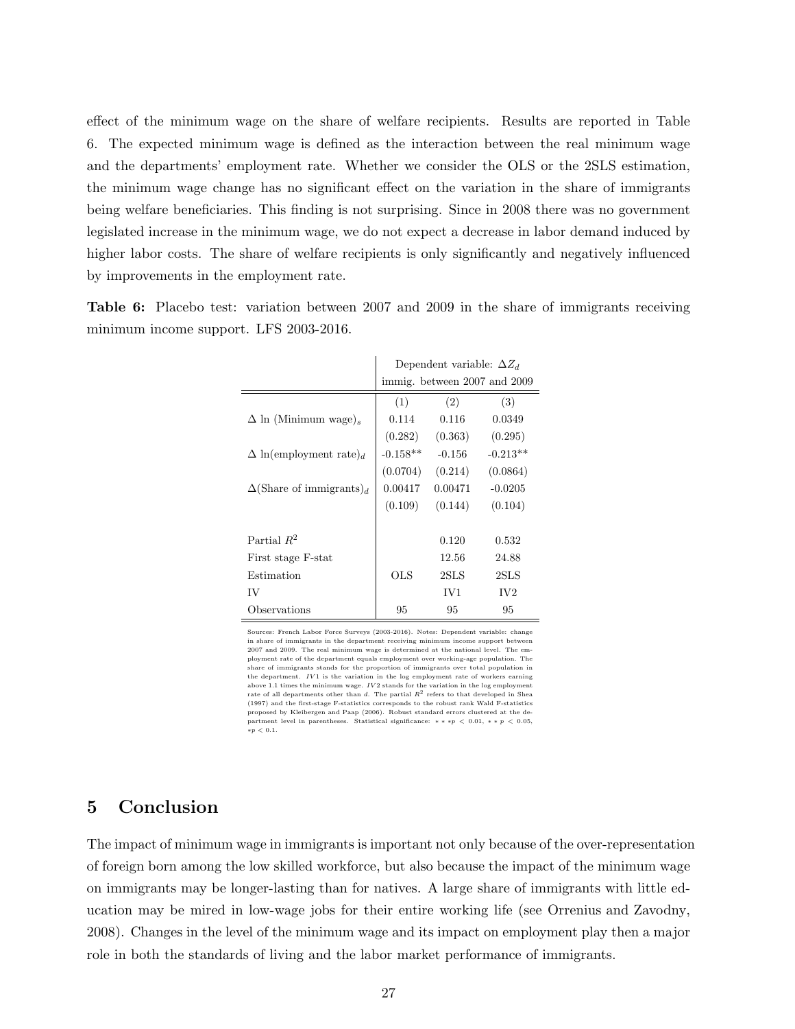effect of the minimum wage on the share of welfare recipients. Results are reported in Table 6. The expected minimum wage is defined as the interaction between the real minimum wage and the departments' employment rate. Whether we consider the OLS or the 2SLS estimation, the minimum wage change has no significant effect on the variation in the share of immigrants being welfare beneficiaries. This finding is not surprising. Since in 2008 there was no government legislated increase in the minimum wage, we do not expect a decrease in labor demand induced by higher labor costs. The share of welfare recipients is only significantly and negatively influenced by improvements in the employment rate.

**Table 6:** Placebo test: variation between 2007 and 2009 in the share of immigrants receiving minimum income support. LFS 2003-2016.

| | Dependent variable: $\Delta Z_d$ immig. between 2007 and 2009 | | |
|---|---|---|---|
| | (1) | (2) | (3) |
| $\Delta$ ln (Minimum wage)$_s$ | 0.114 | 0.116 | 0.0349 |
| | (0.282) | (0.363) | (0.295) |
| $\Delta$ ln(employment rate)$_d$ | -0.158** | -0.156 | -0.213** |
| | (0.0704) | (0.214) | (0.0864) |
| $\Delta$(Share of immigrants)$_d$ | 0.00417 | 0.00471 | -0.0205 |
| | (0.109) | (0.144) | (0.104) |
| | | | |
| Partial $R^2$ | | 0.120 | 0.532 |
| First stage F-stat | | 12.56 | 24.88 |
| Estimation | OLS | 2SLS | 2SLS |
| IV | | IV1 | IV2 |
| Observations | 95 | 95 | 95 |

Sources: French Labor Force Surveys (2003-2016). Notes: Dependent variable: change in share of immigrants in the department receiving minimum income support between 2007 and 2009. The real minimum wage is determined at the national level. The employment rate of the department equals employment over working-age population. The share of immigrants stands for the proportion of immigrants over total population in the department. $IV1$ is the variation in the log employment rate of workers earning above 1.1 times the minimum wage. $IV2$ stands for the variation in the log employment rate of all departments other than $d$. The partial $R^2$ refers to that developed in Shea (1997) and the first-stage F-statistics corresponds to the robust rank Wald F-statistics proposed by Kleibergen and Paap (2006). Robust standard errors clustered at the department level in parentheses. Statistical significance: $***p < 0.01$, $**p < 0.05$, $*p < 0.1$.

## 5 Conclusion

The impact of minimum wage in immigrants is important not only because of the over-representation of foreign born among the low skilled workforce, but also because the impact of the minimum wage on immigrants may be longer-lasting than for natives. A large share of immigrants with little education may be mired in low-wage jobs for their entire working life (see Orrenius and Zavodny, 2008). Changes in the level of the minimum wage and its impact on employment play then a major role in both the standards of living and the labor market performance of immigrants.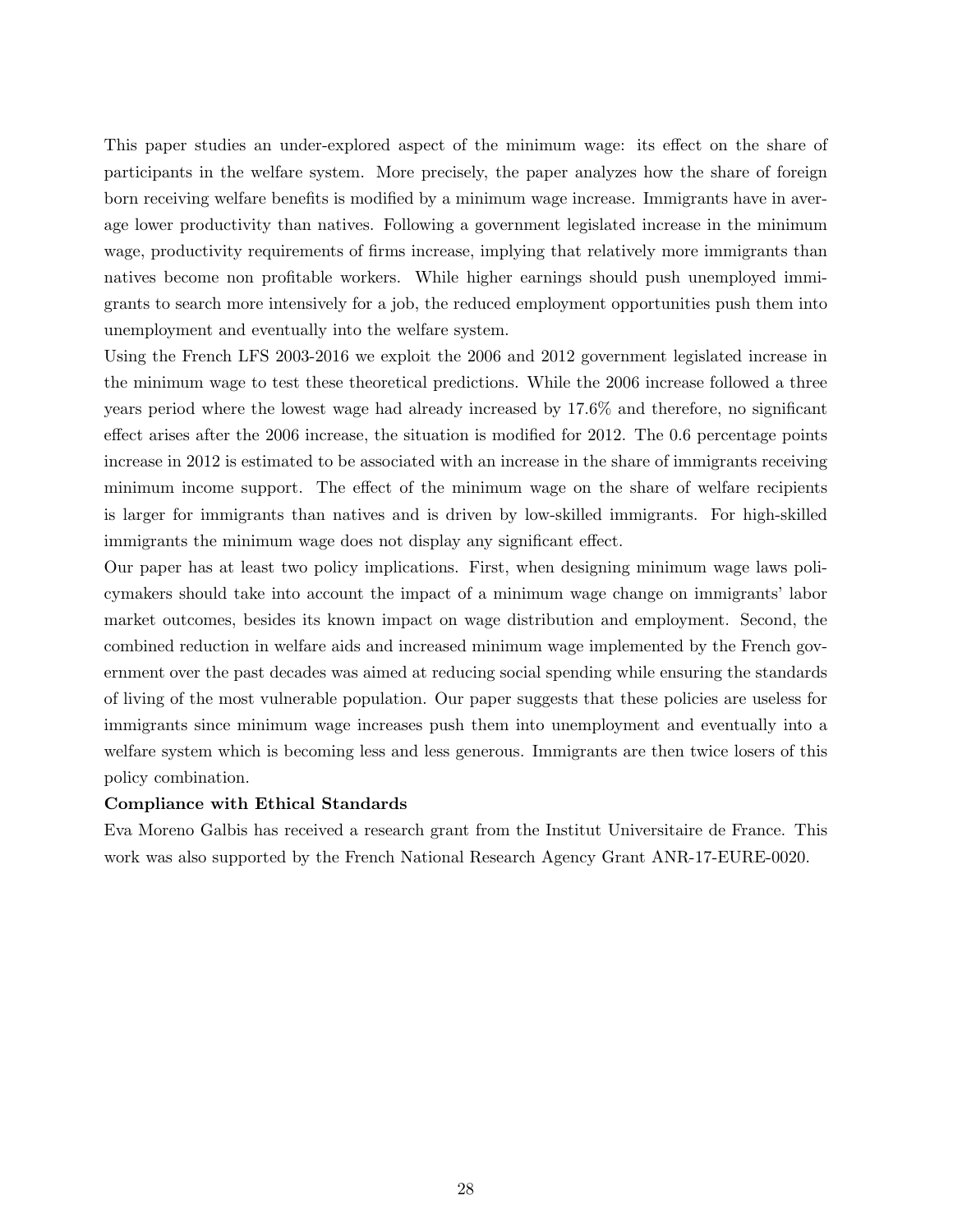This paper studies an under-explored aspect of the minimum wage: its effect on the share of participants in the welfare system. More precisely, the paper analyzes how the share of foreign born receiving welfare benefits is modified by a minimum wage increase. Immigrants have in average lower productivity than natives. Following a government legislated increase in the minimum wage, productivity requirements of firms increase, implying that relatively more immigrants than natives become non profitable workers. While higher earnings should push unemployed immigrants to search more intensively for a job, the reduced employment opportunities push them into unemployment and eventually into the welfare system.

Using the French LFS 2003-2016 we exploit the 2006 and 2012 government legislated increase in the minimum wage to test these theoretical predictions. While the 2006 increase followed a three years period where the lowest wage had already increased by 17.6% and therefore, no significant effect arises after the 2006 increase, the situation is modified for 2012. The 0.6 percentage points increase in 2012 is estimated to be associated with an increase in the share of immigrants receiving minimum income support. The effect of the minimum wage on the share of welfare recipients is larger for immigrants than natives and is driven by low-skilled immigrants. For high-skilled immigrants the minimum wage does not display any significant effect.

Our paper has at least two policy implications. First, when designing minimum wage laws policymakers should take into account the impact of a minimum wage change on immigrants' labor market outcomes, besides its known impact on wage distribution and employment. Second, the combined reduction in welfare aids and increased minimum wage implemented by the French government over the past decades was aimed at reducing social spending while ensuring the standards of living of the most vulnerable population. Our paper suggests that these policies are useless for immigrants since minimum wage increases push them into unemployment and eventually into a welfare system which is becoming less and less generous. Immigrants are then twice losers of this policy combination.

**Compliance with Ethical Standards**

Eva Moreno Galbis has received a research grant from the Institut Universitaire de France. This work was also supported by the French National Research Agency Grant ANR-17-EURE-0020.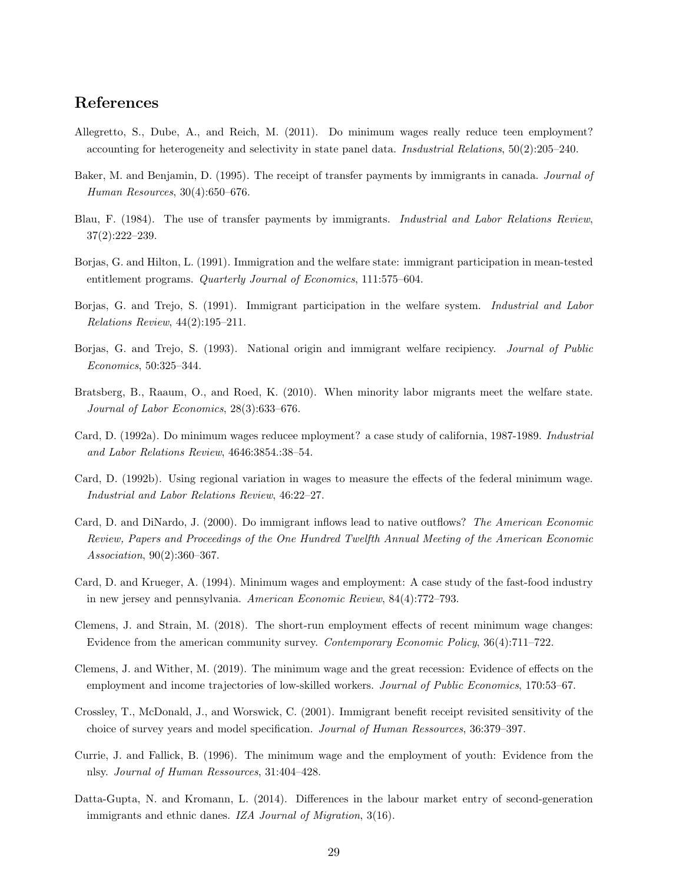## References

Allegretto, S., Dube, A., and Reich, M. (2011). Do minimum wages really reduce teen employment? accounting for heterogeneity and selectivity in state panel data. *Insdustrial Relations*, 50(2):205–240.

Baker, M. and Benjamin, D. (1995). The receipt of transfer payments by immigrants in canada. *Journal of Human Resources*, 30(4):650–676.

Blau, F. (1984). The use of transfer payments by immigrants. *Industrial and Labor Relations Review*, 37(2):222–239.

Borjas, G. and Hilton, L. (1991). Immigration and the welfare state: immigrant participation in mean-tested entitlement programs. *Quarterly Journal of Economics*, 111:575–604.

Borjas, G. and Trejo, S. (1991). Immigrant participation in the welfare system. *Industrial and Labor Relations Review*, 44(2):195–211.

Borjas, G. and Trejo, S. (1993). National origin and immigrant welfare recipiency. *Journal of Public Economics*, 50:325–344.

Bratsberg, B., Raaum, O., and Roed, K. (2010). When minority labor migrants meet the welfare state. *Journal of Labor Economics*, 28(3):633–676.

Card, D. (1992a). Do minimum wages reducee mployment? a case study of california, 1987-1989. *Industrial and Labor Relations Review*, 4646:3854.:38–54.

Card, D. (1992b). Using regional variation in wages to measure the effects of the federal minimum wage. *Industrial and Labor Relations Review*, 46:22–27.

Card, D. and DiNardo, J. (2000). Do immigrant inflows lead to native outflows? *The American Economic Review, Papers and Proceedings of the One Hundred Twelfth Annual Meeting of the American Economic Association*, 90(2):360–367.

Card, D. and Krueger, A. (1994). Minimum wages and employment: A case study of the fast-food industry in new jersey and pennsylvania. *American Economic Review*, 84(4):772–793.

Clemens, J. and Strain, M. (2018). The short-run employment effects of recent minimum wage changes: Evidence from the american community survey. *Contemporary Economic Policy*, 36(4):711–722.

Clemens, J. and Wither, M. (2019). The minimum wage and the great recession: Evidence of effects on the employment and income trajectories of low-skilled workers. *Journal of Public Economics*, 170:53–67.

Crossley, T., McDonald, J., and Worswick, C. (2001). Immigrant benefit receipt revisited sensitivity of the choice of survey years and model specification. *Journal of Human Ressources*, 36:379–397.

Currie, J. and Fallick, B. (1996). The minimum wage and the employment of youth: Evidence from the nlsy. *Journal of Human Ressources*, 31:404–428.

Datta-Gupta, N. and Kromann, L. (2014). Differences in the labour market entry of second-generation immigrants and ethnic danes. *IZA Journal of Migration*, 3(16).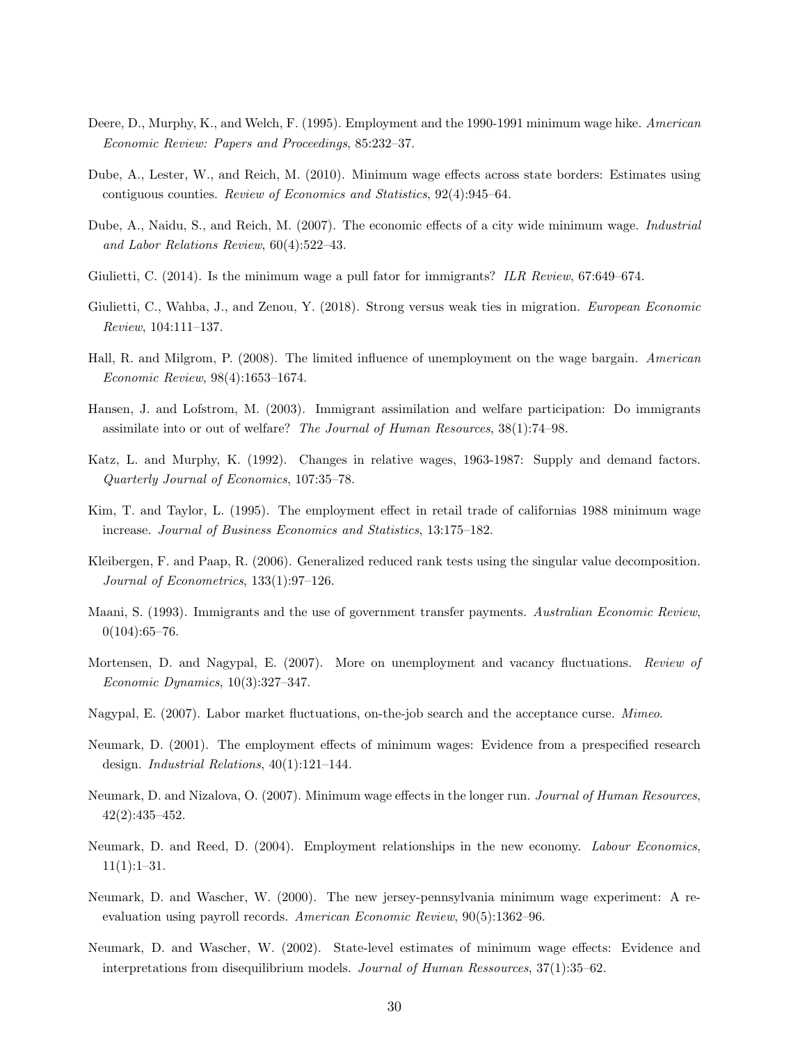Deere, D., Murphy, K., and Welch, F. (1995). Employment and the 1990-1991 minimum wage hike. *American Economic Review: Papers and Proceedings*, 85:232–37.

Dube, A., Lester, W., and Reich, M. (2010). Minimum wage effects across state borders: Estimates using contiguous counties. *Review of Economics and Statistics*, 92(4):945–64.

Dube, A., Naidu, S., and Reich, M. (2007). The economic effects of a city wide minimum wage. *Industrial and Labor Relations Review*, 60(4):522–43.

Giulietti, C. (2014). Is the minimum wage a pull fator for immigrants? *ILR Review*, 67:649–674.

Giulietti, C., Wahba, J., and Zenou, Y. (2018). Strong versus weak ties in migration. *European Economic Review*, 104:111–137.

Hall, R. and Milgrom, P. (2008). The limited influence of unemployment on the wage bargain. *American Economic Review*, 98(4):1653–1674.

Hansen, J. and Lofstrom, M. (2003). Immigrant assimilation and welfare participation: Do immigrants assimilate into or out of welfare? *The Journal of Human Resources*, 38(1):74–98.

Katz, L. and Murphy, K. (1992). Changes in relative wages, 1963-1987: Supply and demand factors. *Quarterly Journal of Economics*, 107:35–78.

Kim, T. and Taylor, L. (1995). The employment effect in retail trade of californias 1988 minimum wage increase. *Journal of Business Economics and Statistics*, 13:175–182.

Kleibergen, F. and Paap, R. (2006). Generalized reduced rank tests using the singular value decomposition. *Journal of Econometrics*, 133(1):97–126.

Maani, S. (1993). Immigrants and the use of government transfer payments. *Australian Economic Review*, 0(104):65–76.

Mortensen, D. and Nagypal, E. (2007). More on unemployment and vacancy fluctuations. *Review of Economic Dynamics*, 10(3):327–347.

Nagypal, E. (2007). Labor market fluctuations, on-the-job search and the acceptance curse. *Mimeo*.

Neumark, D. (2001). The employment effects of minimum wages: Evidence from a prespecified research design. *Industrial Relations*, 40(1):121–144.

Neumark, D. and Nizalova, O. (2007). Minimum wage effects in the longer run. *Journal of Human Resources*, 42(2):435–452.

Neumark, D. and Reed, D. (2004). Employment relationships in the new economy. *Labour Economics*, 11(1):1–31.

Neumark, D. and Wascher, W. (2000). The new jersey-pennsylvania minimum wage experiment: A re-evaluation using payroll records. *American Economic Review*, 90(5):1362–96.

Neumark, D. and Wascher, W. (2002). State-level estimates of minimum wage effects: Evidence and interpretations from disequilibrium models. *Journal of Human Ressources*, 37(1):35–62.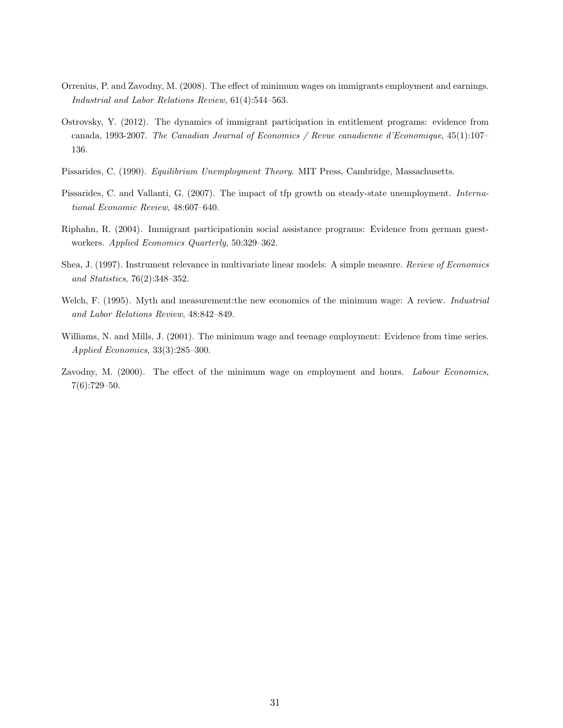Orrenius, P. and Zavodny, M. (2008). The effect of minimum wages on immigrants employment and earnings. *Industrial and Labor Relations Review*, 61(4):544–563.

Ostrovsky, Y. (2012). The dynamics of immigrant participation in entitlement programs: evidence from canada, 1993-2007. *The Canadian Journal of Economics / Revue canadienne d'Economique*, 45(1):107–136.

Pissarides, C. (1990). *Equilibrium Unemployment Theory*. MIT Press, Cambridge, Massachusetts.

Pissarides, C. and Vallanti, G. (2007). The impact of tfp growth on steady-state unemployment. *International Economic Review*, 48:607–640.

Riphahn, R. (2004). Immigrant participationin social assistance programs: Evidence from german guest-workers. *Applied Economics Quarterly*, 50:329–362.

Shea, J. (1997). Instrument relevance in multivariate linear models: A simple measure. *Review of Economics and Statistics*, 76(2):348–352.

Welch, F. (1995). Myth and measurement:the new economics of the minimum wage: A review. *Industrial and Labor Relations Review*, 48:842–849.

Williams, N. and Mills, J. (2001). The minimum wage and teenage employment: Evidence from time series. *Applied Economics*, 33(3):285–300.

Zavodny, M. (2000). The effect of the minimum wage on employment and hours. *Labour Economics*, 7(6):729–50.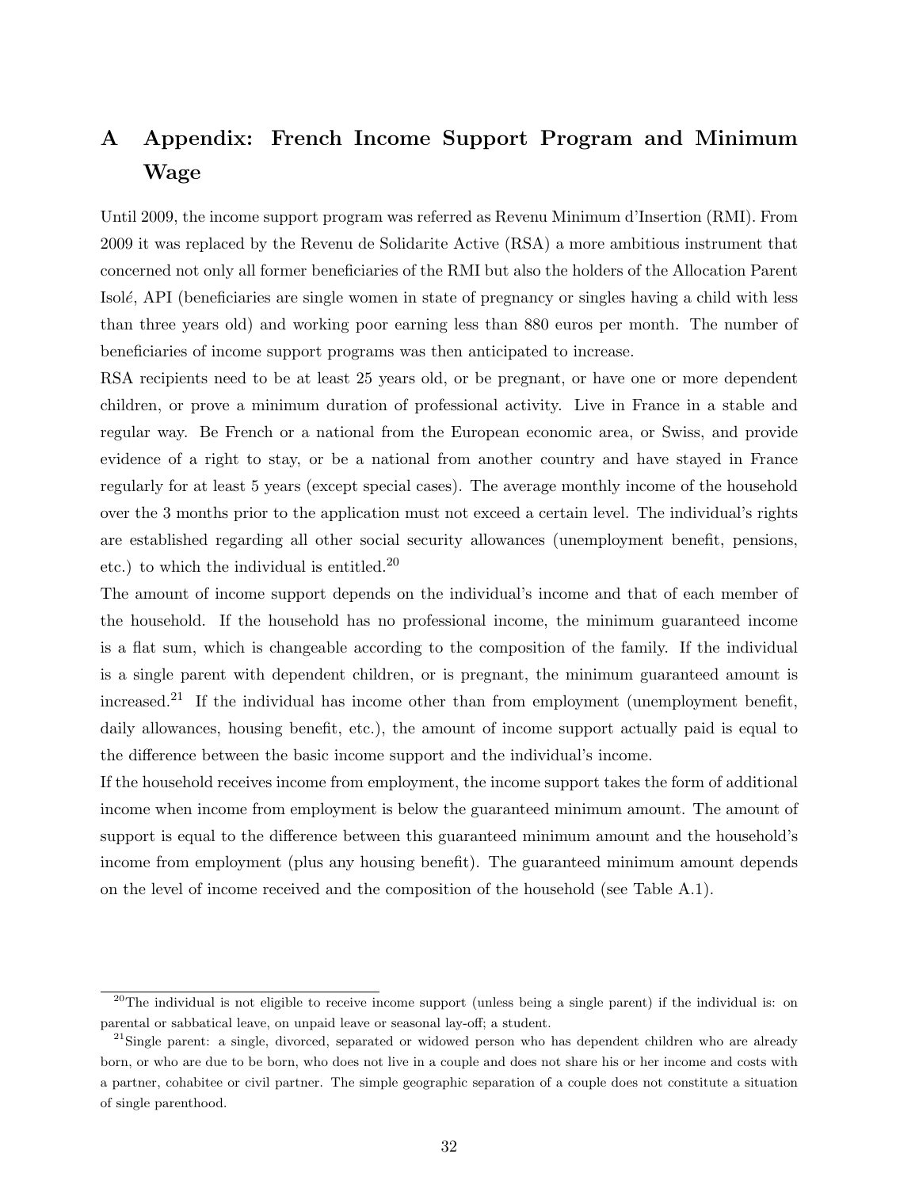# A Appendix: French Income Support Program and Minimum Wage

Until 2009, the income support program was referred as Revenu Minimum d'Insertion (RMI). From 2009 it was replaced by the Revenu de Solidarite Active (RSA) a more ambitious instrument that concerned not only all former beneficiaries of the RMI but also the holders of the Allocation Parent Isolé, API (beneficiaries are single women in state of pregnancy or singles having a child with less than three years old) and working poor earning less than 880 euros per month. The number of beneficiaries of income support programs was then anticipated to increase.

RSA recipients need to be at least 25 years old, or be pregnant, or have one or more dependent children, or prove a minimum duration of professional activity. Live in France in a stable and regular way. Be French or a national from the European economic area, or Swiss, and provide evidence of a right to stay, or be a national from another country and have stayed in France regularly for at least 5 years (except special cases). The average monthly income of the household over the 3 months prior to the application must not exceed a certain level. The individual's rights are established regarding all other social security allowances (unemployment benefit, pensions, etc.) to which the individual is entitled.[20]

The amount of income support depends on the individual's income and that of each member of the household. If the household has no professional income, the minimum guaranteed income is a flat sum, which is changeable according to the composition of the family. If the individual is a single parent with dependent children, or is pregnant, the minimum guaranteed amount is increased.[21] If the individual has income other than from employment (unemployment benefit, daily allowances, housing benefit, etc.), the amount of income support actually paid is equal to the difference between the basic income support and the individual's income.

If the household receives income from employment, the income support takes the form of additional income when income from employment is below the guaranteed minimum amount. The amount of support is equal to the difference between this guaranteed minimum amount and the household's income from employment (plus any housing benefit). The guaranteed minimum amount depends on the level of income received and the composition of the household (see Table A.1).

[20] The individual is not eligible to receive income support (unless being a single parent) if the individual is: on parental or sabbatical leave, on unpaid leave or seasonal lay-off; a student.

[21] Single parent: a single, divorced, separated or widowed person who has dependent children who are already born, or who are due to be born, who does not live in a couple and does not share his or her income and costs with a partner, cohabitee or civil partner. The simple geographic separation of a couple does not constitute a situation of single parenthood.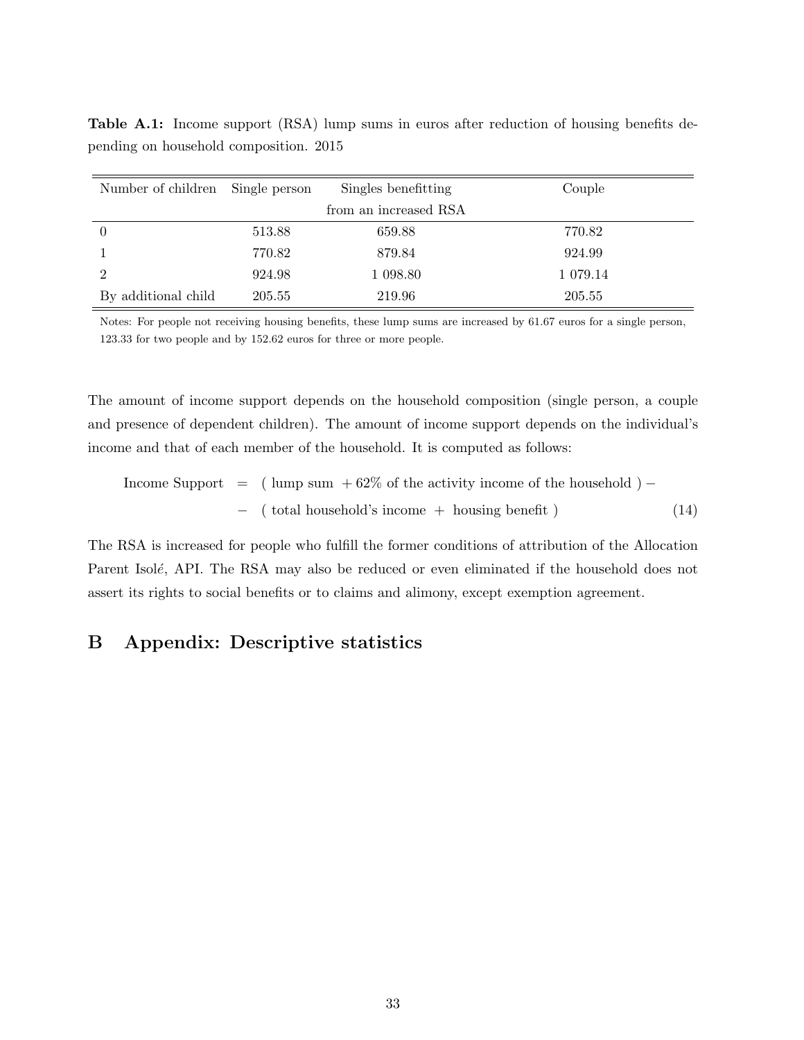**Table A.1:** Income support (RSA) lump sums in euros after reduction of housing benefits depending on household composition. 2015

| Number of children | Single person | Singles benefitting from an increased RSA | Couple |
|---|---|---|---|
| 0 | 513.88 | 659.88 | 770.82 |
| 1 | 770.82 | 879.84 | 924.99 |
| 2 | 924.98 | 1 098.80 | 1 079.14 |
| By additional child | 205.55 | 219.96 | 205.55 |

Notes: For people not receiving housing benefits, these lump sums are increased by 61.67 euros for a single person, 123.33 for two people and by 152.62 euros for three or more people.

The amount of income support depends on the household composition (single person, a couple and presence of dependent children). The amount of income support depends on the individual's income and that of each member of the household. It is computed as follows:

$$
\begin{aligned}
\text{Income Support} \; &= \; (\text{ lump sum } + 62\% \text{ of the activity income of the household }) - \\
&- \; (\text{ total household's income } + \text{ housing benefit }) \qquad (14)
\end{aligned}
$$

The RSA is increased for people who fulfill the former conditions of attribution of the Allocation Parent Isolé, API. The RSA may also be reduced or even eliminated if the household does not assert its rights to social benefits or to claims and alimony, except exemption agreement.

# B Appendix: Descriptive statistics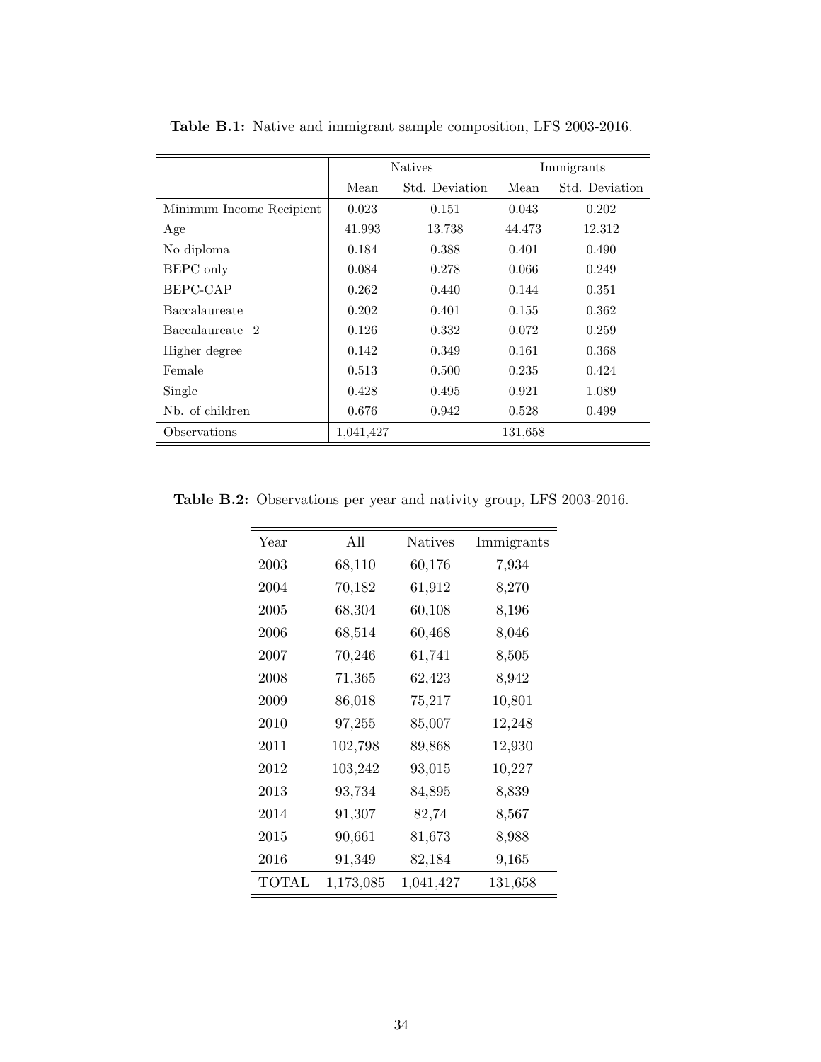**Table B.1:** Native and immigrant sample composition, LFS 2003-2016.

| | Natives | | Immigrants | |
|---|---|---|---|---|
| | Mean | Std. Deviation | Mean | Std. Deviation |
| Minimum Income Recipient | 0.023 | 0.151 | 0.043 | 0.202 |
| Age | 41.993 | 13.738 | 44.473 | 12.312 |
| No diploma | 0.184 | 0.388 | 0.401 | 0.490 |
| BEPC only | 0.084 | 0.278 | 0.066 | 0.249 |
| BEPC-CAP | 0.262 | 0.440 | 0.144 | 0.351 |
| Baccalaureate | 0.202 | 0.401 | 0.155 | 0.362 |
| Baccalaureate+2 | 0.126 | 0.332 | 0.072 | 0.259 |
| Higher degree | 0.142 | 0.349 | 0.161 | 0.368 |
| Female | 0.513 | 0.500 | 0.235 | 0.424 |
| Single | 0.428 | 0.495 | 0.921 | 1.089 |
| Nb. of children | 0.676 | 0.942 | 0.528 | 0.499 |
| Observations | 1,041,427 | | 131,658 | |

**Table B.2:** Observations per year and nativity group, LFS 2003-2016.

| Year | All | Natives | Immigrants |
|---|---|---|---|
| 2003 | 68,110 | 60,176 | 7,934 |
| 2004 | 70,182 | 61,912 | 8,270 |
| 2005 | 68,304 | 60,108 | 8,196 |
| 2006 | 68,514 | 60,468 | 8,046 |
| 2007 | 70,246 | 61,741 | 8,505 |
| 2008 | 71,365 | 62,423 | 8,942 |
| 2009 | 86,018 | 75,217 | 10,801 |
| 2010 | 97,255 | 85,007 | 12,248 |
| 2011 | 102,798 | 89,868 | 12,930 |
| 2012 | 103,242 | 93,015 | 10,227 |
| 2013 | 93,734 | 84,895 | 8,839 |
| 2014 | 91,307 | 82,74 | 8,567 |
| 2015 | 90,661 | 81,673 | 8,988 |
| 2016 | 91,349 | 82,184 | 9,165 |
| TOTAL | 1,173,085 | 1,041,427 | 131,658 |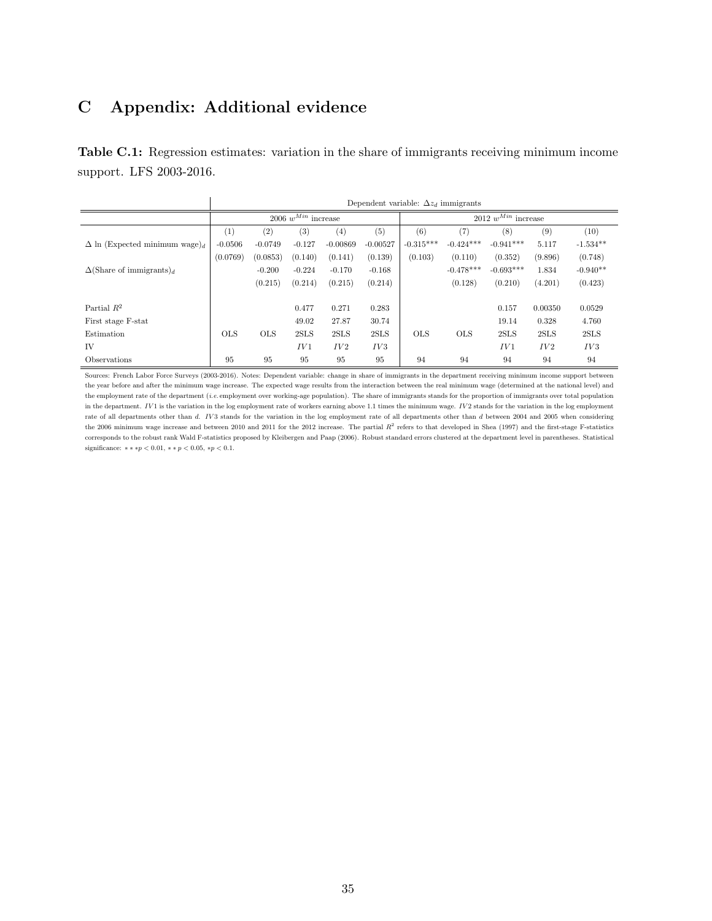# C Appendix: Additional evidence

**Table C.1:** Regression estimates: variation in the share of immigrants receiving minimum income support. LFS 2003-2016.

| | Dependent variable: $\Delta z_d$ immigrants | | | | | | | | | |
|---|---|---|---|---|---|---|---|---|---|---|
| | 2006 $w^{Min}$ increase | | | | | 2012 $w^{Min}$ increase | | | | |
| | (1) | (2) | (3) | (4) | (5) | (6) | (7) | (8) | (9) | (10) |
| $\Delta$ ln (Expected minimum wage)$_d$ | -0.0506 | -0.0749 | -0.127 | -0.00869 | -0.00527 | -0.315*** | -0.424*** | -0.941*** | 5.117 | -1.534** |
| | (0.0769) | (0.0853) | (0.140) | (0.141) | (0.139) | (0.103) | (0.110) | (0.352) | (9.896) | (0.748) |
| $\Delta$(Share of immigrants)$_d$ | | -0.200 | -0.224 | -0.170 | -0.168 | | -0.478*** | -0.693*** | 1.834 | -0.940** |
| | | (0.215) | (0.214) | (0.215) | (0.214) | | (0.128) | (0.210) | (4.201) | (0.423) |
| Partial $R^2$ | | | 0.477 | 0.271 | 0.283 | | | 0.157 | 0.00350 | 0.0529 |
| First stage F-stat | | | 49.02 | 27.87 | 30.74 | | | 19.14 | 0.328 | 4.760 |
| Estimation | OLS | OLS | 2SLS | 2SLS | 2SLS | OLS | OLS | 2SLS | 2SLS | 2SLS |
| IV | | | $IV1$ | $IV2$ | $IV3$ | | | $IV1$ | $IV2$ | $IV3$ |
| Observations | 95 | 95 | 95 | 95 | 95 | 94 | 94 | 94 | 94 | 94 |

Sources: French Labor Force Surveys (2003-2016). Notes: Dependent variable: change in share of immigrants in the department receiving minimum income support between the year before and after the minimum wage increase. The expected wage results from the interaction between the real minimum wage (determined at the national level) and the employment rate of the department (*i.e.* employment over working-age population). The share of immigrants stands for the proportion of immigrants over total population in the department. $IV1$ is the variation in the log employment rate of workers earning above 1.1 times the minimum wage. $IV2$ stands for the variation in the log employment rate of all departments other than $d$. $IV3$ stands for the variation in the log employment rate of all departments other than $d$ between 2004 and 2005 when considering the 2006 minimum wage increase and between 2010 and 2011 for the 2012 increase. The partial $R^2$ refers to that developed in Shea (1997) and the first-stage F-statistics corresponds to the robust rank Wald F-statistics proposed by Kleibergen and Paap (2006). Robust standard errors clustered at the department level in parentheses. Statistical significance: $***p < 0.01$, $**p < 0.05$, $*p < 0.1$.